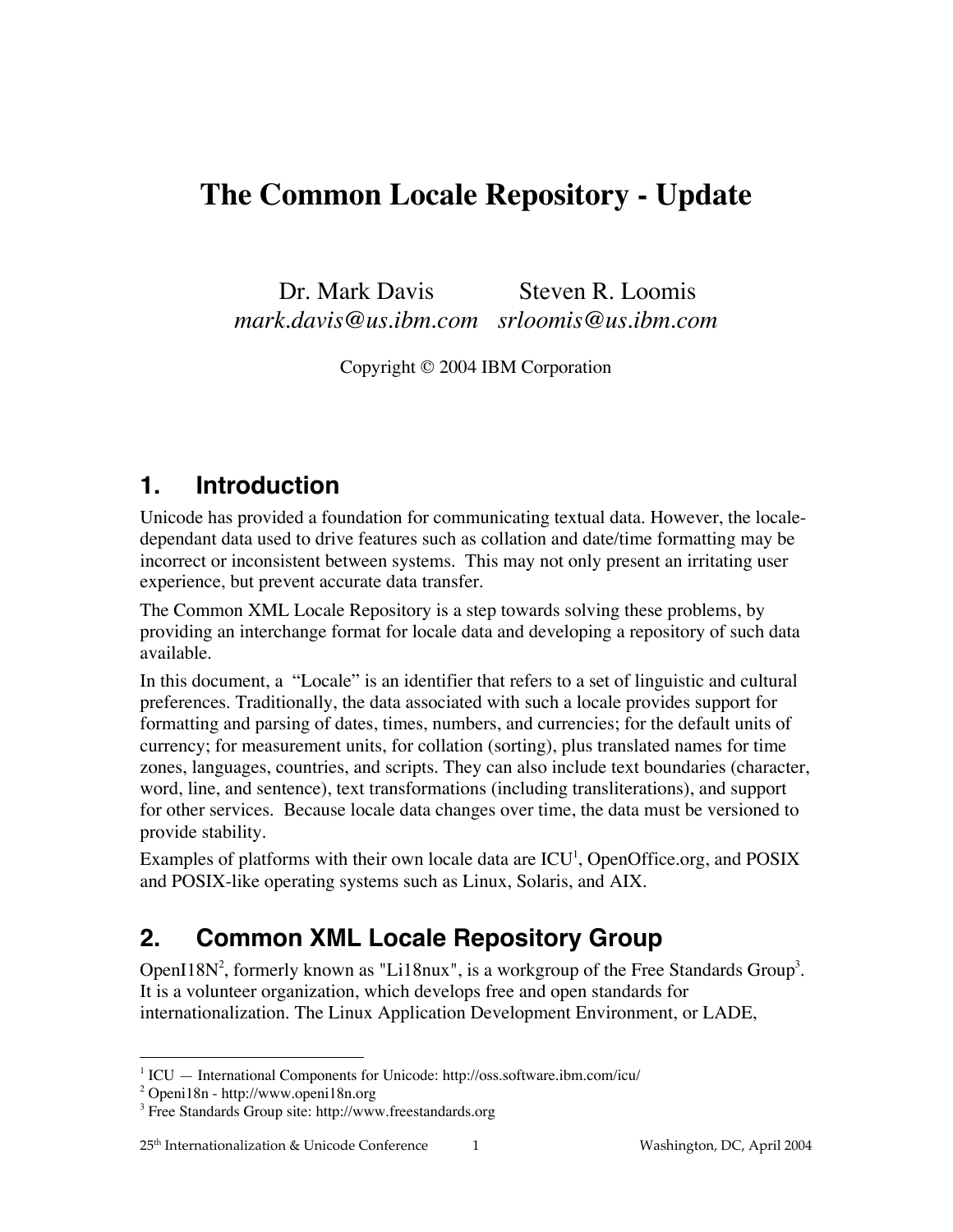# The Common Locale Repository - Update

Dr. Mark Davis
*mark.davis@us.ibm.com*

Steven R. Loomis
*srloomis@us.ibm.com*

Copyright © 2004 IBM Corporation

## 1. Introduction

Unicode has provided a foundation for communicating textual data. However, the locale-dependant data used to drive features such as collation and date/time formatting may be incorrect or inconsistent between systems. This may not only present an irritating user experience, but prevent accurate data transfer.

The Common XML Locale Repository is a step towards solving these problems, by providing an interchange format for locale data and developing a repository of such data available.

In this document, a "Locale" is an identifier that refers to a set of linguistic and cultural preferences. Traditionally, the data associated with such a locale provides support for formatting and parsing of dates, times, numbers, and currencies; for the default units of currency; for measurement units, for collation (sorting), plus translated names for time zones, languages, countries, and scripts. They can also include text boundaries (character, word, line, and sentence), text transformations (including transliterations), and support for other services. Because locale data changes over time, the data must be versioned to provide stability.

Examples of platforms with their own locale data are ICU[1], OpenOffice.org, and POSIX and POSIX-like operating systems such as Linux, Solaris, and AIX.

## 2. Common XML Locale Repository Group

OpenI18N[2], formerly known as "Li18nux", is a workgroup of the Free Standards Group[3]. It is a volunteer organization, which develops free and open standards for internationalization. The Linux Application Development Environment, or LADE,

[1] ICU — International Components for Unicode: http://oss.software.ibm.com/icu/

[2] Openi18n - http://www.openi18n.org

[3] Free Standards Group site: http://www.freestandards.org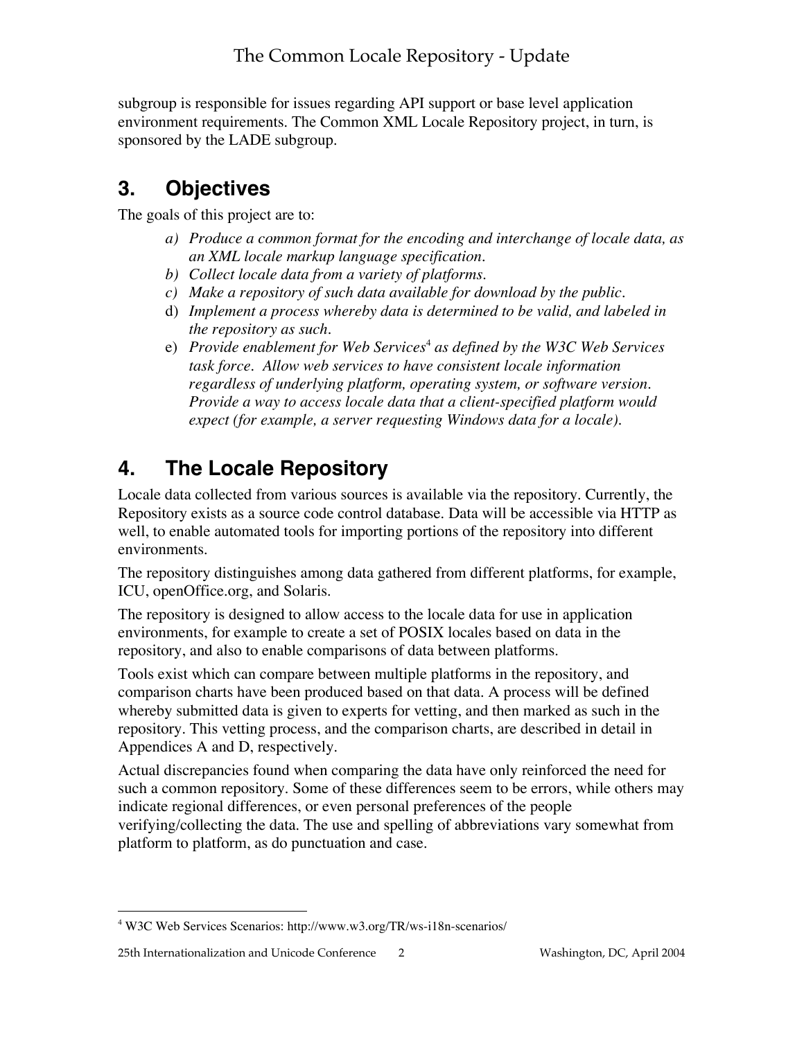subgroup is responsible for issues regarding API support or base level application environment requirements. The Common XML Locale Repository project, in turn, is sponsored by the LADE subgroup.

## 3. Objectives

The goals of this project are to:

a) *Produce a common format for the encoding and interchange of locale data, as an XML locale markup language specification.*
b) *Collect locale data from a variety of platforms.*
c) *Make a repository of such data available for download by the public.*
d) *Implement a process whereby data is determined to be valid, and labeled in the repository as such.*
e) *Provide enablement for Web Services*[4] *as defined by the W3C Web Services task force. Allow web services to have consistent locale information regardless of underlying platform, operating system, or software version. Provide a way to access locale data that a client-specified platform would expect (for example, a server requesting Windows data for a locale).*

## 4. The Locale Repository

Locale data collected from various sources is available via the repository. Currently, the Repository exists as a source code control database. Data will be accessible via HTTP as well, to enable automated tools for importing portions of the repository into different environments.

The repository distinguishes among data gathered from different platforms, for example, ICU, openOffice.org, and Solaris.

The repository is designed to allow access to the locale data for use in application environments, for example to create a set of POSIX locales based on data in the repository, and also to enable comparisons of data between platforms.

Tools exist which can compare between multiple platforms in the repository, and comparison charts have been produced based on that data. A process will be defined whereby submitted data is given to experts for vetting, and then marked as such in the repository. This vetting process, and the comparison charts, are described in detail in Appendices A and D, respectively.

Actual discrepancies found when comparing the data have only reinforced the need for such a common repository. Some of these differences seem to be errors, while others may indicate regional differences, or even personal preferences of the people verifying/collecting the data. The use and spelling of abbreviations vary somewhat from platform to platform, as do punctuation and case.

---

[4] W3C Web Services Scenarios: http://www.w3.org/TR/ws-i18n-scenarios/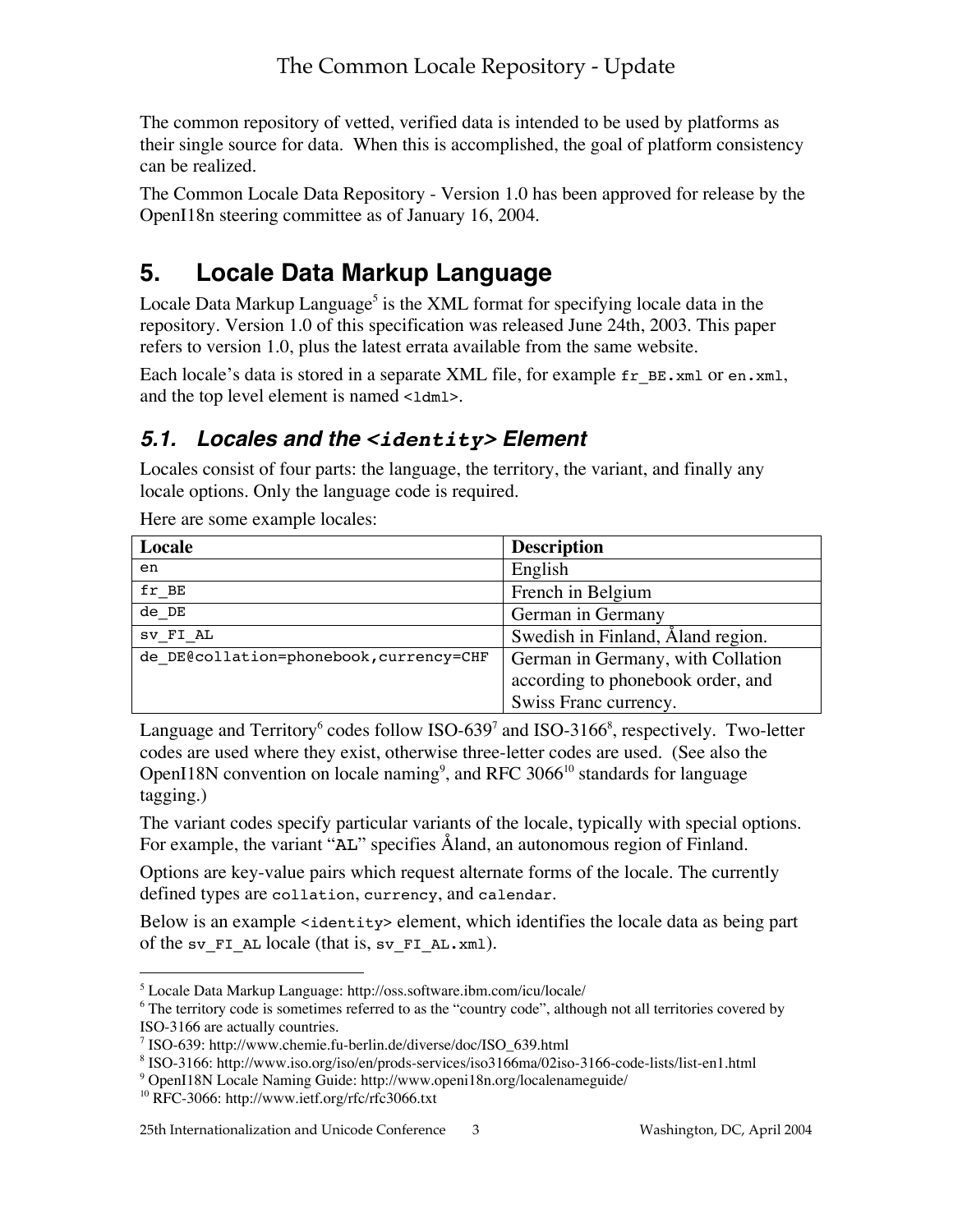The common repository of vetted, verified data is intended to be used by platforms as their single source for data. When this is accomplished, the goal of platform consistency can be realized.

The Common Locale Data Repository - Version 1.0 has been approved for release by the OpenI18n steering committee as of January 16, 2004.

# 5. Locale Data Markup Language

Locale Data Markup Language[5] is the XML format for specifying locale data in the repository. Version 1.0 of this specification was released June 24th, 2003. This paper refers to version 1.0, plus the latest errata available from the same website.

Each locale's data is stored in a separate XML file, for example `fr_BE.xml` or `en.xml`, and the top level element is named `<ldml>`.

## *5.1. Locales and the `<identity>` Element*

Locales consist of four parts: the language, the territory, the variant, and finally any locale options. Only the language code is required.

Here are some example locales:

| **Locale** | **Description** |
|---|---|
| `en` | English |
| `fr_BE` | French in Belgium |
| `de_DE` | German in Germany |
| `sv_FI_AL` | Swedish in Finland, Åland region. |
| `de_DE@collation=phonebook,currency=CHF` | German in Germany, with Collation according to phonebook order, and Swiss Franc currency. |

Language and Territory[6] codes follow ISO-639[7] and ISO-3166[8], respectively. Two-letter codes are used where they exist, otherwise three-letter codes are used. (See also the OpenI18N convention on locale naming[9], and RFC 3066[10] standards for language tagging.)

The variant codes specify particular variants of the locale, typically with special options. For example, the variant "`AL`" specifies Åland, an autonomous region of Finland.

Options are key-value pairs which request alternate forms of the locale. The currently defined types are `collation`, `currency`, and `calendar`.

Below is an example `<identity>` element, which identifies the locale data as being part of the `sv_FI_AL` locale (that is, `sv_FI_AL.xml`).

---

[5] Locale Data Markup Language: http://oss.software.ibm.com/icu/locale/

[6] The territory code is sometimes referred to as the "country code", although not all territories covered by ISO-3166 are actually countries.

[7] ISO-639: http://www.chemie.fu-berlin.de/diverse/doc/ISO_639.html

[8] ISO-3166: http://www.iso.org/iso/en/prods-services/iso3166ma/02iso-3166-code-lists/list-en1.html

[9] OpenI18N Locale Naming Guide: http://www.openi18n.org/localenameguide/

[10] RFC-3066: http://www.ietf.org/rfc/rfc3066.txt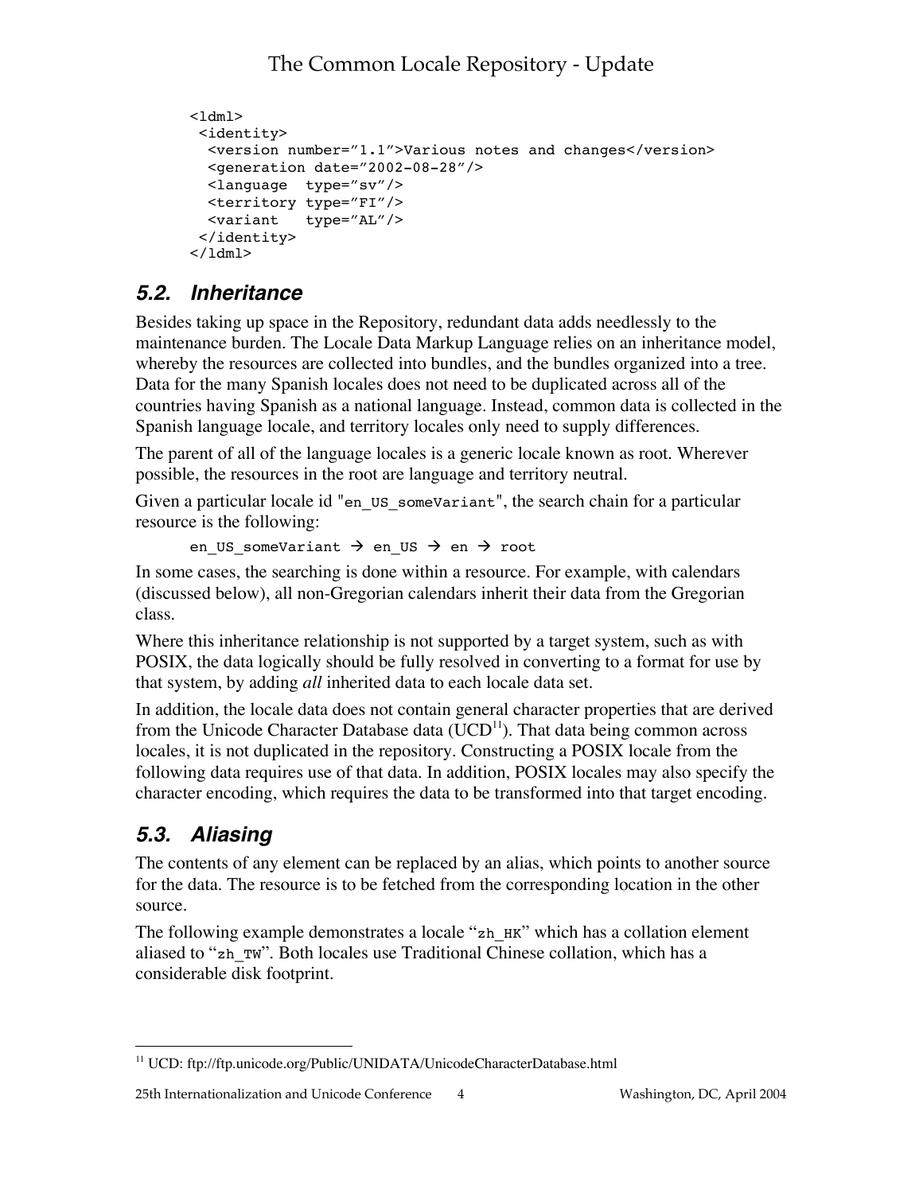```
<ldml>
 <identity>
  <version number="1.1">Various notes and changes</version>
  <generation date="2002-08-28"/>
  <language  type="sv"/>
  <territory type="FI"/>
  <variant   type="AL"/>
 </identity>
</ldml>
```

## 5.2. Inheritance

Besides taking up space in the Repository, redundant data adds needlessly to the maintenance burden. The Locale Data Markup Language relies on an inheritance model, whereby the resources are collected into bundles, and the bundles organized into a tree. Data for the many Spanish locales does not need to be duplicated across all of the countries having Spanish as a national language. Instead, common data is collected in the Spanish language locale, and territory locales only need to supply differences.

The parent of all of the language locales is a generic locale known as root. Wherever possible, the resources in the root are language and territory neutral.

Given a particular locale id "`en_US_someVariant`", the search chain for a particular resource is the following:

```
en_US_someVariant → en_US → en → root
```

In some cases, the searching is done within a resource. For example, with calendars (discussed below), all non-Gregorian calendars inherit their data from the Gregorian class.

Where this inheritance relationship is not supported by a target system, such as with POSIX, the data logically should be fully resolved in converting to a format for use by that system, by adding *all* inherited data to each locale data set.

In addition, the locale data does not contain general character properties that are derived from the Unicode Character Database data (UCD[11]). That data being common across locales, it is not duplicated in the repository. Constructing a POSIX locale from the following data requires use of that data. In addition, POSIX locales may also specify the character encoding, which requires the data to be transformed into that target encoding.

## 5.3. Aliasing

The contents of any element can be replaced by an alias, which points to another source for the data. The resource is to be fetched from the corresponding location in the other source.

The following example demonstrates a locale "`zh_HK`" which has a collation element aliased to "`zh_TW`". Both locales use Traditional Chinese collation, which has a considerable disk footprint.

[11] UCD: ftp://ftp.unicode.org/Public/UNIDATA/UnicodeCharacterDatabase.html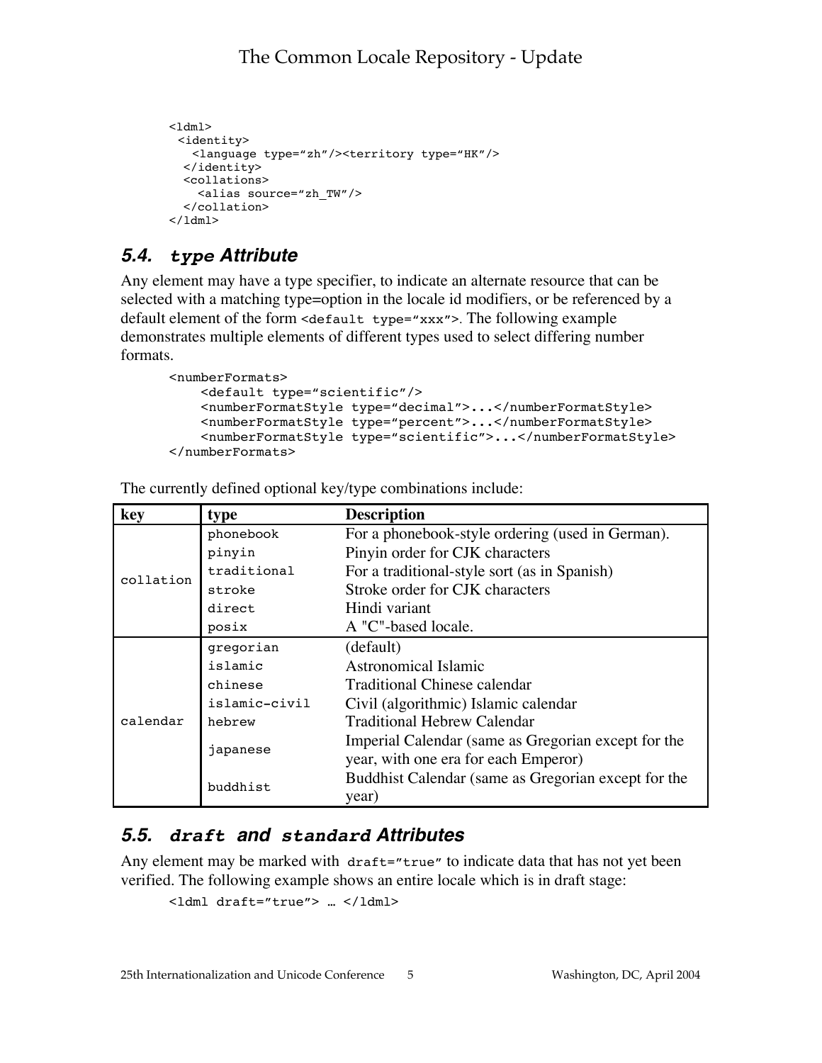```
<ldml>
 <identity>
   <language type="zh"/><territory type="HK"/>
  </identity>
  <collations>
    <alias source="zh_TW"/>
  </collation>
</ldml>
```

## 5.4. `type` Attribute

Any element may have a type specifier, to indicate an alternate resource that can be selected with a matching type=option in the locale id modifiers, or be referenced by a default element of the form `<default type="xxx">`. The following example demonstrates multiple elements of different types used to select differing number formats.

```
<numberFormats>
    <default type="scientific"/>
    <numberFormatStyle type="decimal">...</numberFormatStyle>
    <numberFormatStyle type="percent">...</numberFormatStyle>
    <numberFormatStyle type="scientific">...</numberFormatStyle>
</numberFormats>
```

The currently defined optional key/type combinations include:

| key | type | Description |
|---|---|---|
| collation | phonebook | For a phonebook-style ordering (used in German). |
| | pinyin | Pinyin order for CJK characters |
| | traditional | For a traditional-style sort (as in Spanish) |
| | stroke | Stroke order for CJK characters |
| | direct | Hindi variant |
| | posix | A "C"-based locale. |
| calendar | gregorian | (default) |
| | islamic | Astronomical Islamic |
| | chinese | Traditional Chinese calendar |
| | islamic-civil | Civil (algorithmic) Islamic calendar |
| | hebrew | Traditional Hebrew Calendar |
| | japanese | Imperial Calendar (same as Gregorian except for the year, with one era for each Emperor) |
| | buddhist | Buddhist Calendar (same as Gregorian except for the year) |

## 5.5. `draft` and `standard` Attributes

Any element may be marked with `draft="true"` to indicate data that has not yet been verified. The following example shows an entire locale which is in draft stage:

```
<ldml draft="true"> … </ldml>
```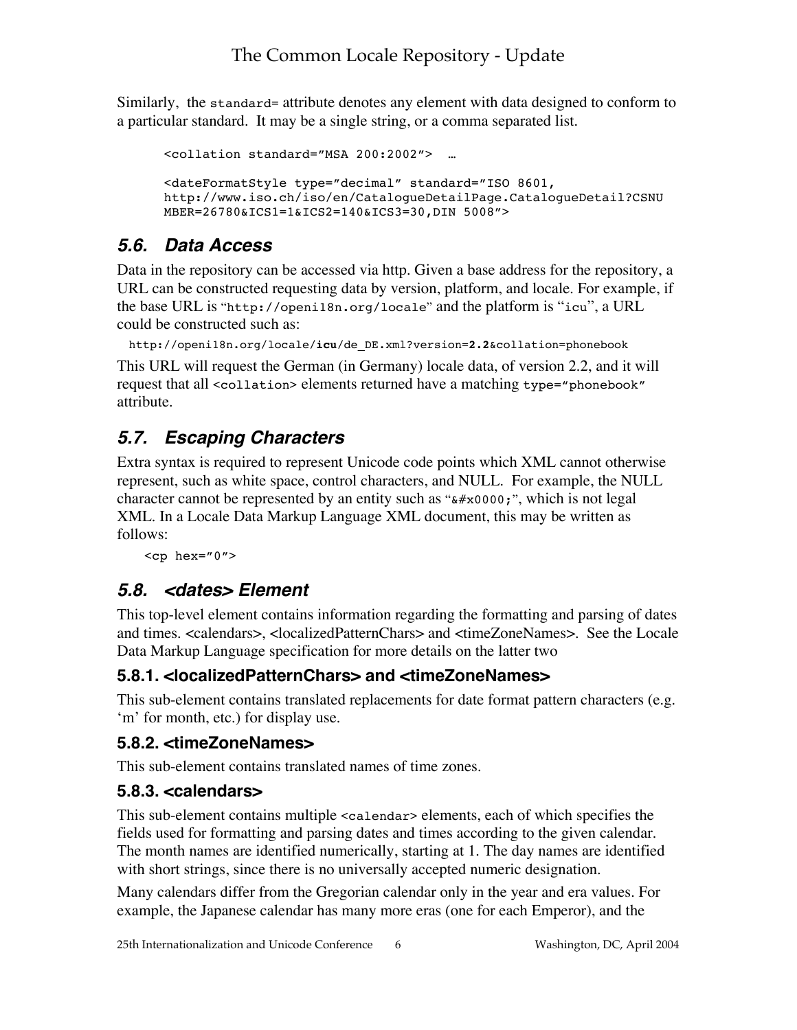Similarly, the `standard=` attribute denotes any element with data designed to conform to a particular standard. It may be a single string, or a comma separated list.

```
<collation standard="MSA 200:2002">  …

<dateFormatStyle type="decimal" standard="ISO 8601,
http://www.iso.ch/iso/en/CatalogueDetailPage.CatalogueDetail?CSNU
MBER=26780&ICS1=1&ICS2=140&ICS3=30,DIN 5008">
```

## 5.6. Data Access

Data in the repository can be accessed via http. Given a base address for the repository, a URL can be constructed requesting data by version, platform, and locale. For example, if the base URL is "`http://openi18n.org/locale`" and the platform is "`icu`", a URL could be constructed such as:

```
http://openi18n.org/locale/icu/de_DE.xml?version=2.2&collation=phonebook
```

This URL will request the German (in Germany) locale data, of version 2.2, and it will request that all `<collation>` elements returned have a matching `type="phonebook"` attribute.

## 5.7. Escaping Characters

Extra syntax is required to represent Unicode code points which XML cannot otherwise represent, such as white space, control characters, and NULL. For example, the NULL character cannot be represented by an entity such as "`&#x0000;`", which is not legal XML. In a Locale Data Markup Language XML document, this may be written as follows:

```
<cp hex="0">
```

## 5.8. <dates> Element

This top-level element contains information regarding the formatting and parsing of dates and times. <calendars>, <localizedPatternChars> and <timeZoneNames>. See the Locale Data Markup Language specification for more details on the latter two

### 5.8.1. <localizedPatternChars> and <timeZoneNames>

This sub-element contains translated replacements for date format pattern characters (e.g. 'm' for month, etc.) for display use.

### 5.8.2. <timeZoneNames>

This sub-element contains translated names of time zones.

### 5.8.3. <calendars>

This sub-element contains multiple `<calendar>` elements, each of which specifies the fields used for formatting and parsing dates and times according to the given calendar. The month names are identified numerically, starting at 1. The day names are identified with short strings, since there is no universally accepted numeric designation.

Many calendars differ from the Gregorian calendar only in the year and era values. For example, the Japanese calendar has many more eras (one for each Emperor), and the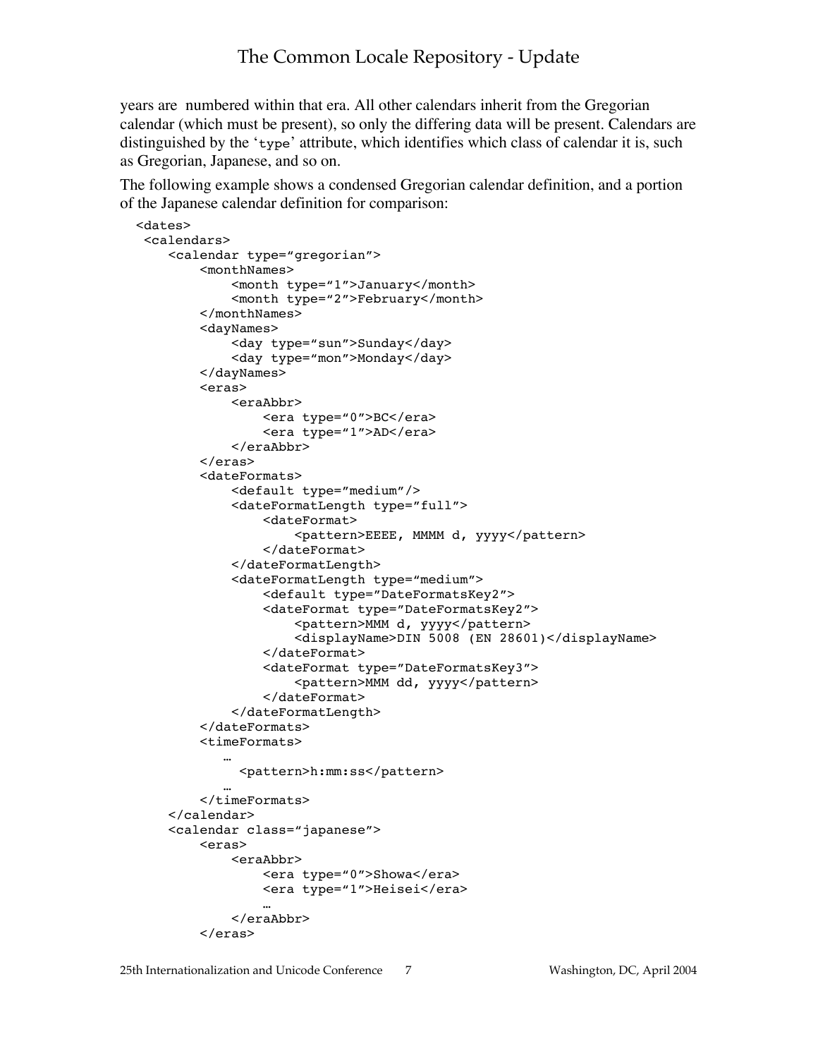years are numbered within that era. All other calendars inherit from the Gregorian calendar (which must be present), so only the differing data will be present. Calendars are distinguished by the 'type' attribute, which identifies which class of calendar it is, such as Gregorian, Japanese, and so on.

The following example shows a condensed Gregorian calendar definition, and a portion of the Japanese calendar definition for comparison:

```
<dates>
 <calendars>
    <calendar type="gregorian">
        <monthNames>
            <month type="1">January</month>
            <month type="2">February</month>
        </monthNames>
        <dayNames>
            <day type="sun">Sunday</day>
            <day type="mon">Monday</day>
        </dayNames>
        <eras>
            <eraAbbr>
                <era type="0">BC</era>
                <era type="1">AD</era>
            </eraAbbr>
        </eras>
        <dateFormats>
            <default type="medium"/>
            <dateFormatLength type="full">
                <dateFormat>
                    <pattern>EEEE, MMMM d, yyyy</pattern>
                </dateFormat>
            </dateFormatLength>
            <dateFormatLength type="medium">
                <default type="DateFormatsKey2">
                <dateFormat type="DateFormatsKey2">
                    <pattern>MMM d, yyyy</pattern>
                    <displayName>DIN 5008 (EN 28601)</displayName>
                </dateFormat>
                <dateFormat type="DateFormatsKey3">
                    <pattern>MMM dd, yyyy</pattern>
                </dateFormat>
            </dateFormatLength>
        </dateFormats>
        <timeFormats>
           …
             <pattern>h:mm:ss</pattern>
           …
        </timeFormats>
    </calendar>
    <calendar class="japanese">
        <eras>
            <eraAbbr>
                <era type="0">Showa</era>
                <era type="1">Heisei</era>
                …
            </eraAbbr>
        </eras>
```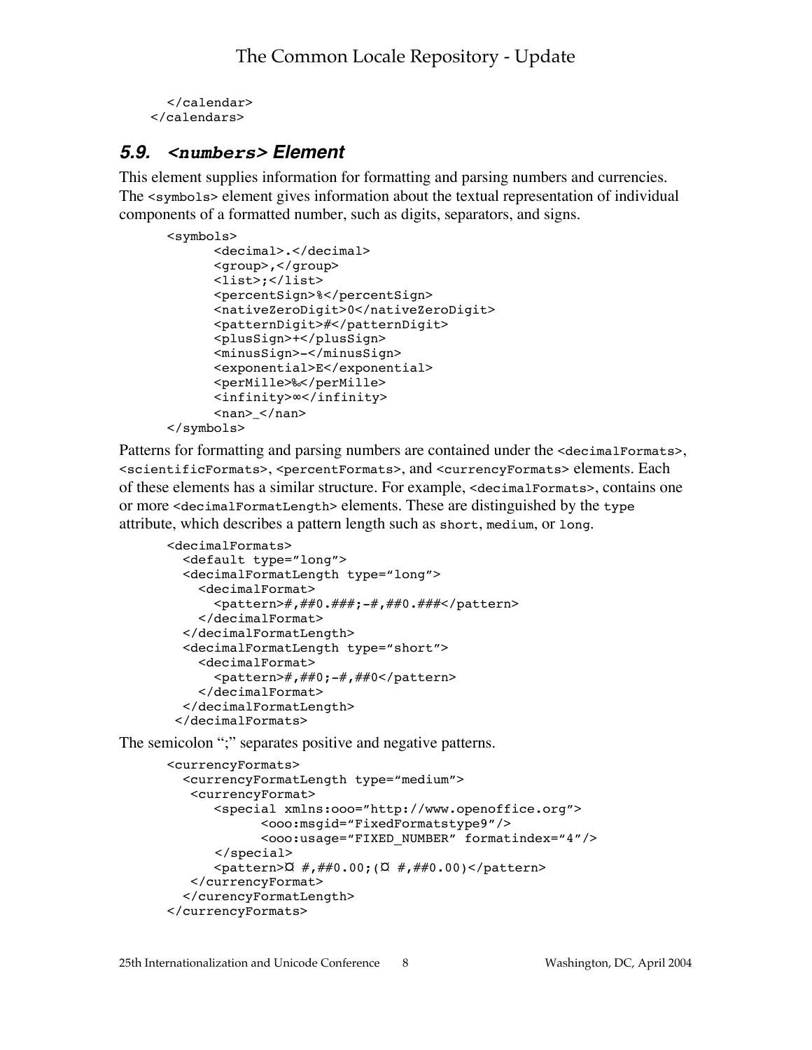```
    </calendar>
  </calendars>
```

### 5.9. `<numbers>` Element

This element supplies information for formatting and parsing numbers and currencies. The `<symbols>` element gives information about the textual representation of individual components of a formatted number, such as digits, separators, and signs.

```
<symbols>
      <decimal>.</decimal>
      <group>,</group>
      <list>;</list>
      <percentSign>%</percentSign>
      <nativeZeroDigit>0</nativeZeroDigit>
      <patternDigit>#</patternDigit>
      <plusSign>+</plusSign>
      <minusSign>-</minusSign>
      <exponential>E</exponential>
      <perMille>‰</perMille>
      <infinity>∞</infinity>
      <nan>_</nan>
</symbols>
```

Patterns for formatting and parsing numbers are contained under the `<decimalFormats>`, `<scientificFormats>`, `<percentFormats>`, and `<currencyFormats>` elements. Each of these elements has a similar structure. For example, `<decimalFormats>`, contains one or more `<decimalFormatLength>` elements. These are distinguished by the `type` attribute, which describes a pattern length such as `short`, `medium`, or `long`.

```
<decimalFormats>
  <default type="long">
  <decimalFormatLength type="long">
    <decimalFormat>
      <pattern>#,##0.###;-#,##0.###</pattern>
    </decimalFormat>
  </decimalFormatLength>
  <decimalFormatLength type="short">
    <decimalFormat>
      <pattern>#,##0;-#,##0</pattern>
    </decimalFormat>
  </decimalFormatLength>
 </decimalFormats>
```

The semicolon ";" separates positive and negative patterns.

```
<currencyFormats>
  <currencyFormatLength type="medium">
   <currencyFormat>
      <special xmlns:ooo="http://www.openoffice.org">
            <ooo:msgid="FixedFormatstype9"/>
            <ooo:usage="FIXED_NUMBER" formatindex="4"/>
      </special>
      <pattern>¤ #,##0.00;(¤ #,##0.00)</pattern>
   </currencyFormat>
  </curencyFormatLength>
</currencyFormats>
```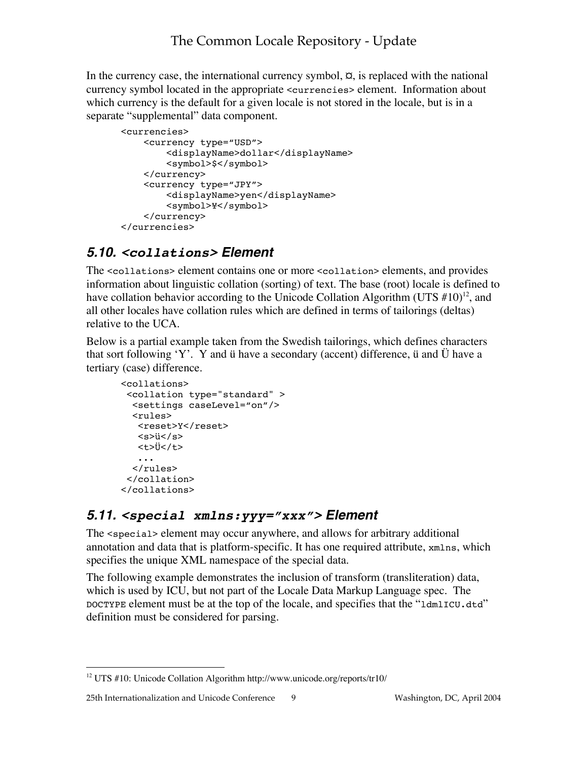In the currency case, the international currency symbol, ¤, is replaced with the national currency symbol located in the appropriate `<currencies>` element. Information about which currency is the default for a given locale is not stored in the locale, but is in a separate "supplemental" data component.

```
<currencies>
    <currency type="USD">
        <displayName>dollar</displayName>
        <symbol>$</symbol>
    </currency>
    <currency type="JPY">
        <displayName>yen</displayName>
        <symbol>¥</symbol>
    </currency>
</currencies>
```

## 5.10. `<collations>` Element

The `<collations>` element contains one or more `<collation>` elements, and provides information about linguistic collation (sorting) of text. The base (root) locale is defined to have collation behavior according to the Unicode Collation Algorithm (UTS #10)[12], and all other locales have collation rules which are defined in terms of tailorings (deltas) relative to the UCA.

Below is a partial example taken from the Swedish tailorings, which defines characters that sort following 'Y'. Y and ü have a secondary (accent) difference, ü and Ü have a tertiary (case) difference.

```
<collations>
 <collation type="standard" >
  <settings caseLevel="on"/>
  <rules>
   <reset>Y</reset>
   <s>ü</s>
   <t>Ü</t>
   ...
  </rules>
 </collation>
</collations>
```

## 5.11. `<special xmlns:yyy="xxx">` Element

The `<special>` element may occur anywhere, and allows for arbitrary additional annotation and data that is platform-specific. It has one required attribute, `xmlns`, which specifies the unique XML namespace of the special data.

The following example demonstrates the inclusion of transform (transliteration) data, which is used by ICU, but not part of the Locale Data Markup Language spec. The `DOCTYPE` element must be at the top of the locale, and specifies that the "`ldmlICU.dtd`" definition must be considered for parsing.

---

[12] UTS #10: Unicode Collation Algorithm http://www.unicode.org/reports/tr10/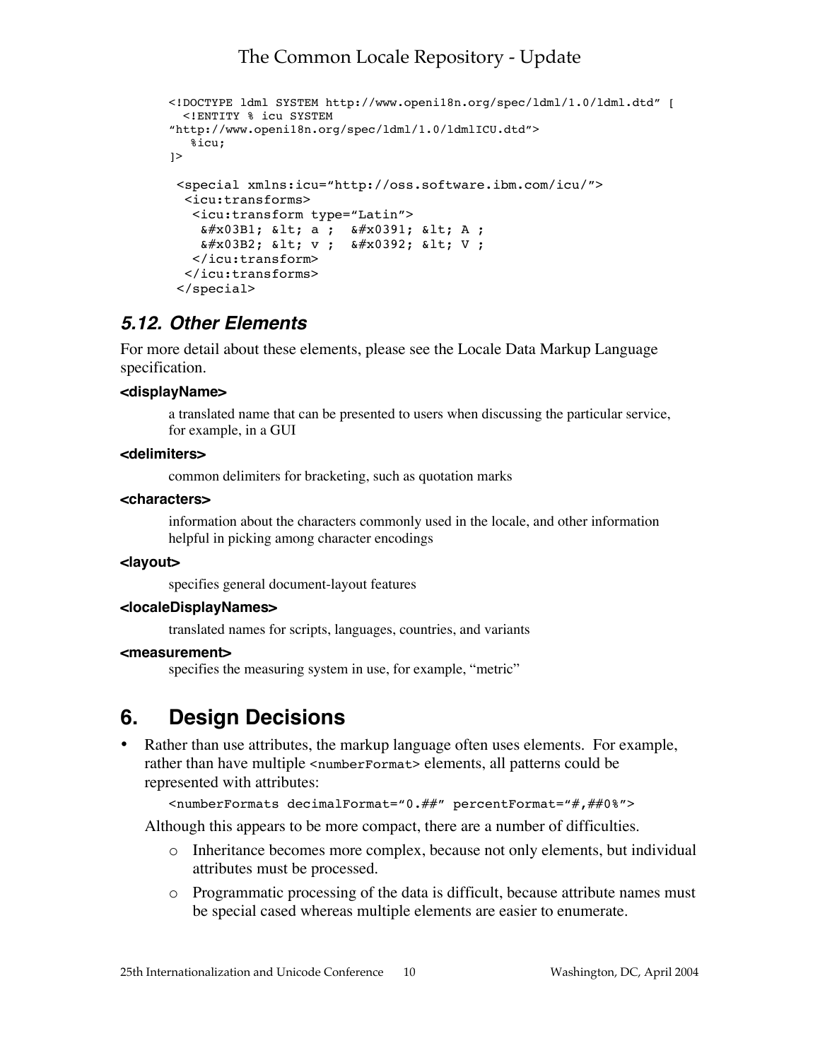```
<!DOCTYPE ldml SYSTEM http://www.openi18n.org/spec/ldml/1.0/ldml.dtd" [
  <!ENTITY % icu SYSTEM
"http://www.openi18n.org/spec/ldml/1.0/ldmlICU.dtd">
   %icu;
]>

 <special xmlns:icu="http://oss.software.ibm.com/icu/">
  <icu:transforms>
   <icu:transform type="Latin">
    &#x03B1; &lt; a ;  &#x0391; &lt; A ;
    &#x03B2; &lt; v ;  &#x0392; &lt; V ;
   </icu:transform>
  </icu:transforms>
 </special>
```

### 5.12. Other Elements

For more detail about these elements, please see the Locale Data Markup Language specification.

**<displayName>**

a translated name that can be presented to users when discussing the particular service, for example, in a GUI

**<delimiters>**

common delimiters for bracketing, such as quotation marks

**<characters>**

information about the characters commonly used in the locale, and other information helpful in picking among character encodings

**<layout>**

specifies general document-layout features

**<localeDisplayNames>**

translated names for scripts, languages, countries, and variants

**<measurement>**

specifies the measuring system in use, for example, "metric"

## 6. Design Decisions

- Rather than use attributes, the markup language often uses elements. For example, rather than have multiple `<numberFormat>` elements, all patterns could be represented with attributes:

  ```
  <numberFormats decimalFormat="0.##" percentFormat="#,##0%">
  ```

  Although this appears to be more compact, there are a number of difficulties.

  - Inheritance becomes more complex, because not only elements, but individual attributes must be processed.
  - Programmatic processing of the data is difficult, because attribute names must be special cased whereas multiple elements are easier to enumerate.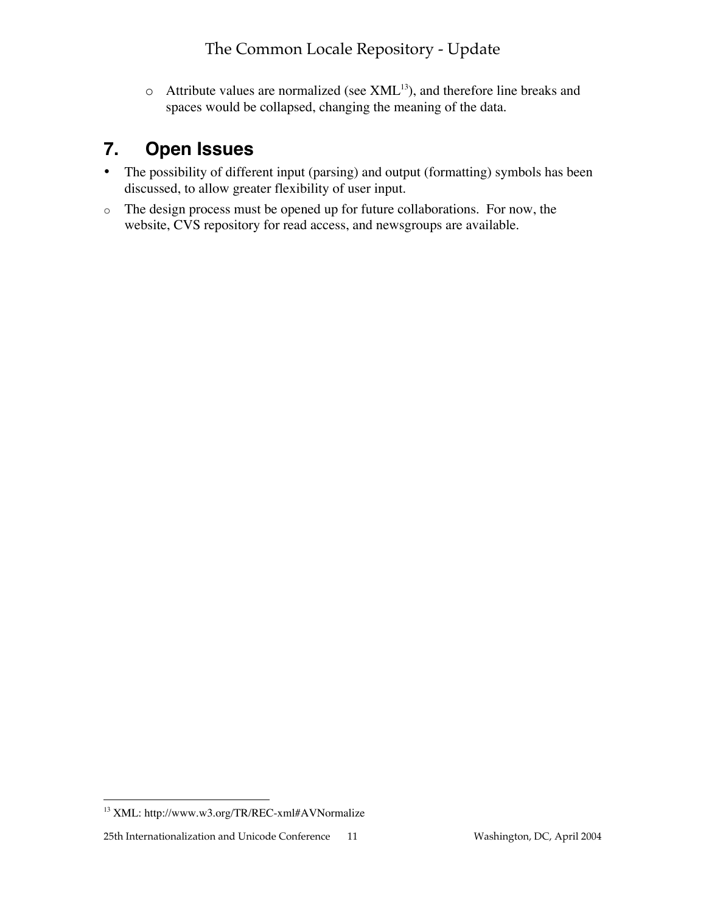- Attribute values are normalized (see XML[13]), and therefore line breaks and spaces would be collapsed, changing the meaning of the data.

## 7. Open Issues

- The possibility of different input (parsing) and output (formatting) symbols has been discussed, to allow greater flexibility of user input.
- The design process must be opened up for future collaborations. For now, the website, CVS repository for read access, and newsgroups are available.

[13] XML: http://www.w3.org/TR/REC-xml#AVNormalize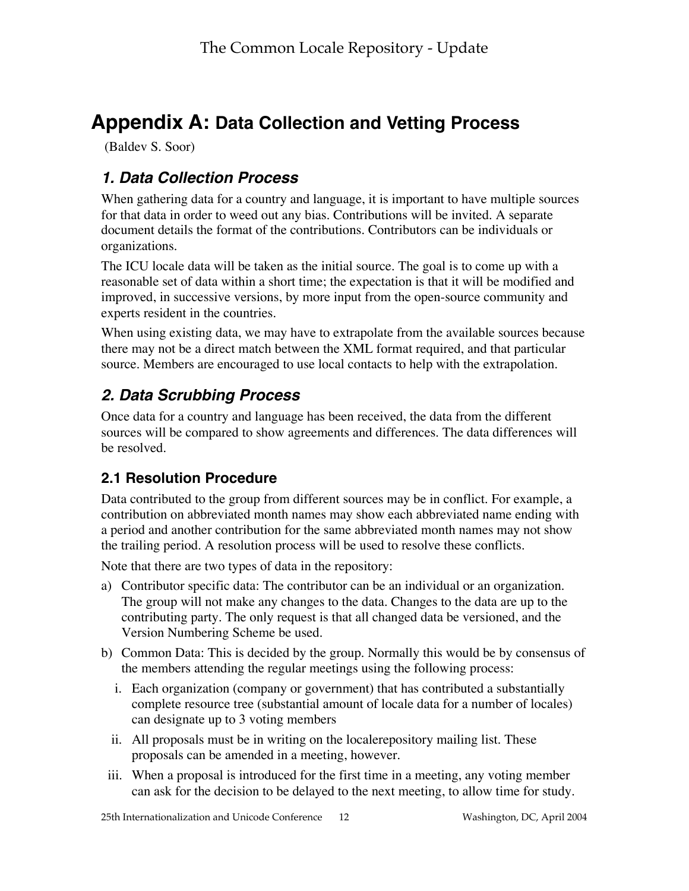# Appendix A: Data Collection and Vetting Process

(Baldev S. Soor)

## 1. Data Collection Process

When gathering data for a country and language, it is important to have multiple sources for that data in order to weed out any bias. Contributions will be invited. A separate document details the format of the contributions. Contributors can be individuals or organizations.

The ICU locale data will be taken as the initial source. The goal is to come up with a reasonable set of data within a short time; the expectation is that it will be modified and improved, in successive versions, by more input from the open-source community and experts resident in the countries.

When using existing data, we may have to extrapolate from the available sources because there may not be a direct match between the XML format required, and that particular source. Members are encouraged to use local contacts to help with the extrapolation.

## 2. Data Scrubbing Process

Once data for a country and language has been received, the data from the different sources will be compared to show agreements and differences. The data differences will be resolved.

### 2.1 Resolution Procedure

Data contributed to the group from different sources may be in conflict. For example, a contribution on abbreviated month names may show each abbreviated name ending with a period and another contribution for the same abbreviated month names may not show the trailing period. A resolution process will be used to resolve these conflicts.

Note that there are two types of data in the repository:

a) Contributor specific data: The contributor can be an individual or an organization. The group will not make any changes to the data. Changes to the data are up to the contributing party. The only request is that all changed data be versioned, and the Version Numbering Scheme be used.

b) Common Data: This is decided by the group. Normally this would be by consensus of the members attending the regular meetings using the following process:

   i. Each organization (company or government) that has contributed a substantially complete resource tree (substantial amount of locale data for a number of locales) can designate up to 3 voting members

   ii. All proposals must be in writing on the localerepository mailing list. These proposals can be amended in a meeting, however.

   iii. When a proposal is introduced for the first time in a meeting, any voting member can ask for the decision to be delayed to the next meeting, to allow time for study.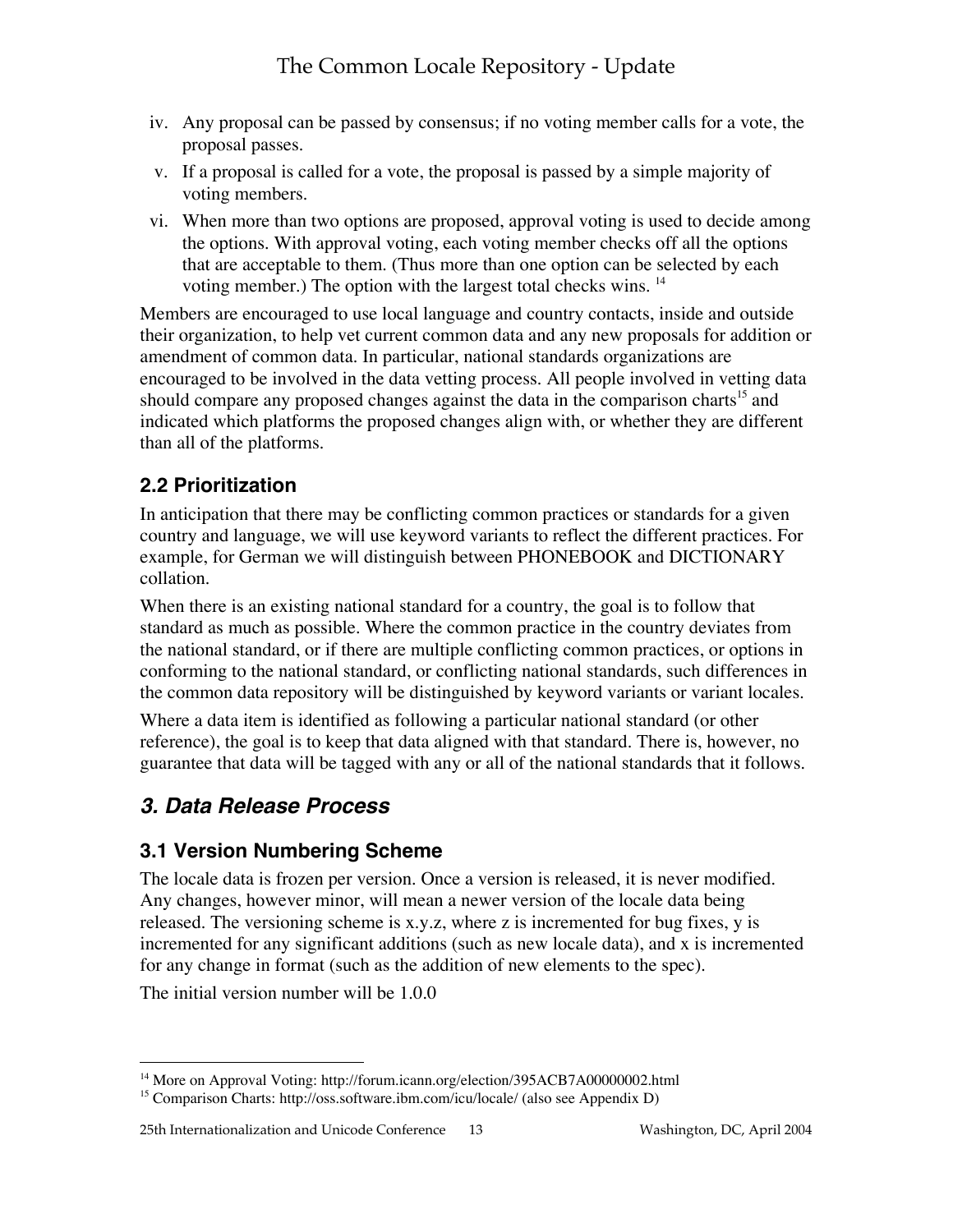iv. Any proposal can be passed by consensus; if no voting member calls for a vote, the proposal passes.

v. If a proposal is called for a vote, the proposal is passed by a simple majority of voting members.

vi. When more than two options are proposed, approval voting is used to decide among the options. With approval voting, each voting member checks off all the options that are acceptable to them. (Thus more than one option can be selected by each voting member.) The option with the largest total checks wins. [14]

Members are encouraged to use local language and country contacts, inside and outside their organization, to help vet current common data and any new proposals for addition or amendment of common data. In particular, national standards organizations are encouraged to be involved in the data vetting process. All people involved in vetting data should compare any proposed changes against the data in the comparison charts[15] and indicated which platforms the proposed changes align with, or whether they are different than all of the platforms.

### 2.2 Prioritization

In anticipation that there may be conflicting common practices or standards for a given country and language, we will use keyword variants to reflect the different practices. For example, for German we will distinguish between PHONEBOOK and DICTIONARY collation.

When there is an existing national standard for a country, the goal is to follow that standard as much as possible. Where the common practice in the country deviates from the national standard, or if there are multiple conflicting common practices, or options in conforming to the national standard, or conflicting national standards, such differences in the common data repository will be distinguished by keyword variants or variant locales.

Where a data item is identified as following a particular national standard (or other reference), the goal is to keep that data aligned with that standard. There is, however, no guarantee that data will be tagged with any or all of the national standards that it follows.

## *3. Data Release Process*

### 3.1 Version Numbering Scheme

The locale data is frozen per version. Once a version is released, it is never modified. Any changes, however minor, will mean a newer version of the locale data being released. The versioning scheme is x.y.z, where z is incremented for bug fixes, y is incremented for any significant additions (such as new locale data), and x is incremented for any change in format (such as the addition of new elements to the spec).

The initial version number will be 1.0.0

---

[14] More on Approval Voting: http://forum.icann.org/election/395ACB7A00000002.html

[15] Comparison Charts: http://oss.software.ibm.com/icu/locale/ (also see Appendix D)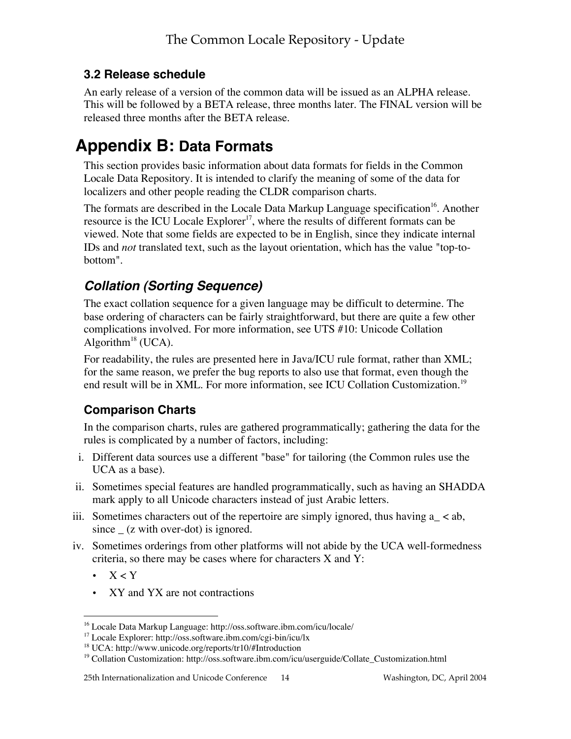### 3.2 Release schedule

An early release of a version of the common data will be issued as an ALPHA release. This will be followed by a BETA release, three months later. The FINAL version will be released three months after the BETA release.

# Appendix B: Data Formats

This section provides basic information about data formats for fields in the Common Locale Data Repository. It is intended to clarify the meaning of some of the data for localizers and other people reading the CLDR comparison charts.

The formats are described in the Locale Data Markup Language specification[16]. Another resource is the ICU Locale Explorer[17], where the results of different formats can be viewed. Note that some fields are expected to be in English, since they indicate internal IDs and *not* translated text, such as the layout orientation, which has the value "top-to-bottom".

## *Collation (Sorting Sequence)*

The exact collation sequence for a given language may be difficult to determine. The base ordering of characters can be fairly straightforward, but there are quite a few other complications involved. For more information, see UTS #10: Unicode Collation Algorithm[18] (UCA).

For readability, the rules are presented here in Java/ICU rule format, rather than XML; for the same reason, we prefer the bug reports to also use that format, even though the end result will be in XML. For more information, see ICU Collation Customization.[19]

### Comparison Charts

In the comparison charts, rules are gathered programmatically; gathering the data for the rules is complicated by a number of factors, including:

i. Different data sources use a different "base" for tailoring (the Common rules use the UCA as a base).
ii. Sometimes special features are handled programmatically, such as having an SHADDA mark apply to all Unicode characters instead of just Arabic letters.
iii. Sometimes characters out of the repertoire are simply ignored, thus having a_ < ab, since _ (z with over-dot) is ignored.
iv. Sometimes orderings from other platforms will not abide by the UCA well-formedness criteria, so there may be cases where for characters X and Y:
   - X < Y
   - XY and YX are not contractions

---

[16] Locale Data Markup Language: http://oss.software.ibm.com/icu/locale/
[17] Locale Explorer: http://oss.software.ibm.com/cgi-bin/icu/lx
[18] UCA: http://www.unicode.org/reports/tr10/#Introduction
[19] Collation Customization: http://oss.software.ibm.com/icu/userguide/Collate_Customization.html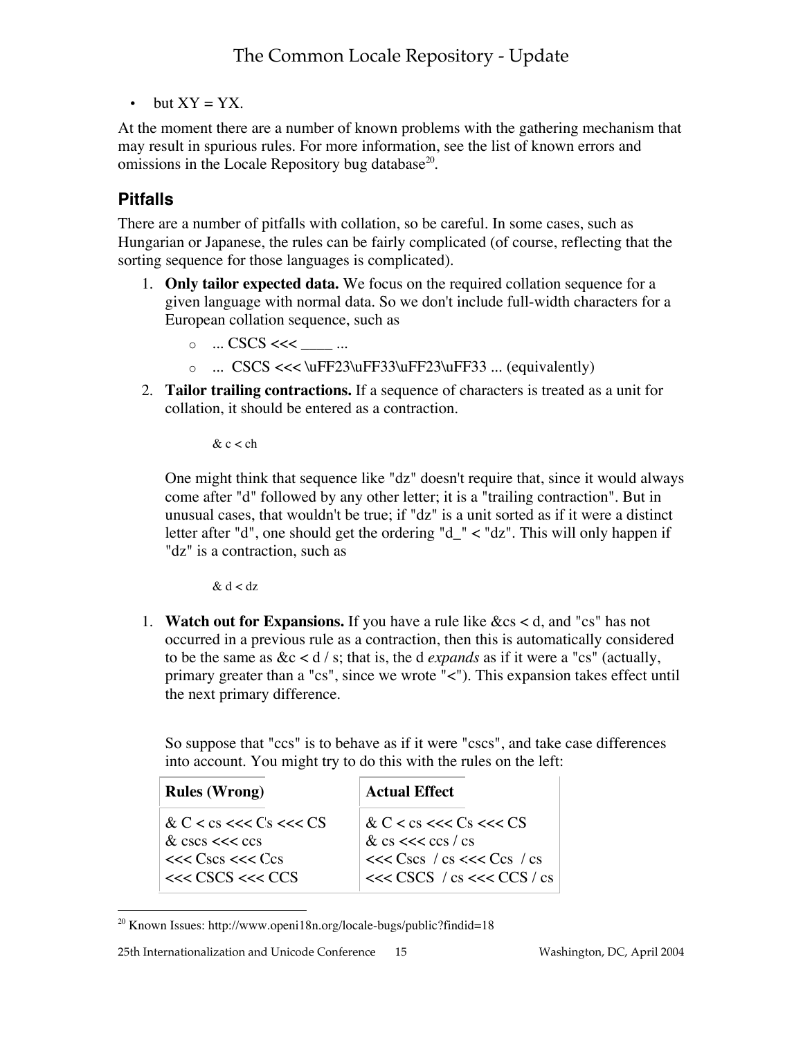- but XY = YX.

At the moment there are a number of known problems with the gathering mechanism that may result in spurious rules. For more information, see the list of known errors and omissions in the Locale Repository bug database[20].

### Pitfalls

There are a number of pitfalls with collation, so be careful. In some cases, such as Hungarian or Japanese, the rules can be fairly complicated (of course, reflecting that the sorting sequence for those languages is complicated).

1. **Only tailor expected data.** We focus on the required collation sequence for a given language with normal data. So we don't include full-width characters for a European collation sequence, such as
   - ... CSCS <<< ____ ...
   - ... CSCS <<< \uFF23\uFF33\uFF23\uFF33 ... (equivalently)
2. **Tailor trailing contractions.** If a sequence of characters is treated as a unit for collation, it should be entered as a contraction.

   ```
   & c < ch
   ```

   One might think that sequence like "dz" doesn't require that, since it would always come after "d" followed by any other letter; it is a "trailing contraction". But in unusual cases, that wouldn't be true; if "dz" is a unit sorted as if it were a distinct letter after "d", one should get the ordering "d_" < "dz". This will only happen if "dz" is a contraction, such as

   ```
   & d < dz
   ```

1. **Watch out for Expansions.** If you have a rule like &cs < d, and "cs" has not occurred in a previous rule as a contraction, then this is automatically considered to be the same as &c < d / s; that is, the d *expands* as if it were a "cs" (actually, primary greater than a "cs", since we wrote "<"). This expansion takes effect until the next primary difference.

   So suppose that "ccs" is to behave as if it were "cscs", and take case differences into account. You might try to do this with the rules on the left:

   | Rules (Wrong) | Actual Effect |
   |---|---|
   | & C < cs <<< Cs <<< CS<br>& cscs <<< ccs<br><<< Cscs <<< Ccs<br><<< CSCS <<< CCS | & C < cs <<< Cs <<< CS<br>& cs <<< ccs / cs<br><<< Cscs / cs <<< Ccs / cs<br><<< CSCS / cs <<< CCS / cs |

[20] Known Issues: http://www.openi18n.org/locale-bugs/public?findid=18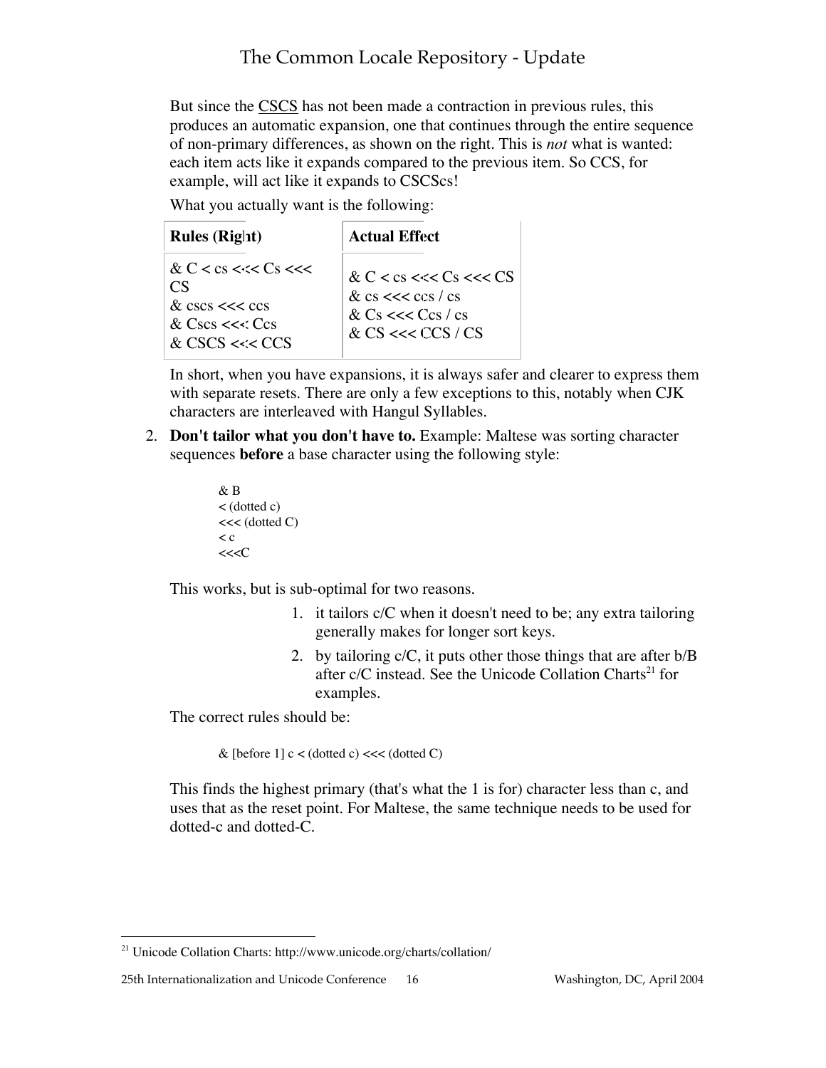But since the CSCS has not been made a contraction in previous rules, this produces an automatic expansion, one that continues through the entire sequence of non-primary differences, as shown on the right. This is *not* what is wanted: each item acts like it expands compared to the previous item. So CCS, for example, will act like it expands to CSCScs!

What you actually want is the following:

| Rules (Right) | Actual Effect |
|---|---|
| & C < cs <<< Cs <<< CS<br>& cscs <<< ccs<br>& Cscs <<< Ccs<br>& CSCS <<< CCS | & C < cs <<< Cs <<< CS<br>& cs <<< ccs / cs<br>& Cs <<< Ccs / cs<br>& CS <<< CCS / CS |

In short, when you have expansions, it is always safer and clearer to express them with separate resets. There are only a few exceptions to this, notably when CJK characters are interleaved with Hangul Syllables.

2. **Don't tailor what you don't have to.** Example: Maltese was sorting character sequences **before** a base character using the following style:

```
& B
< (dotted c)
<<< (dotted C)
< c
<<<C
```

This works, but is sub-optimal for two reasons.

1. it tailors c/C when it doesn't need to be; any extra tailoring generally makes for longer sort keys.
2. by tailoring c/C, it puts other those things that are after b/B after c/C instead. See the Unicode Collation Charts[21] for examples.

The correct rules should be:

```
& [before 1] c < (dotted c) <<< (dotted C)
```

This finds the highest primary (that's what the 1 is for) character less than c, and uses that as the reset point. For Maltese, the same technique needs to be used for dotted-c and dotted-C.

[21] Unicode Collation Charts: http://www.unicode.org/charts/collation/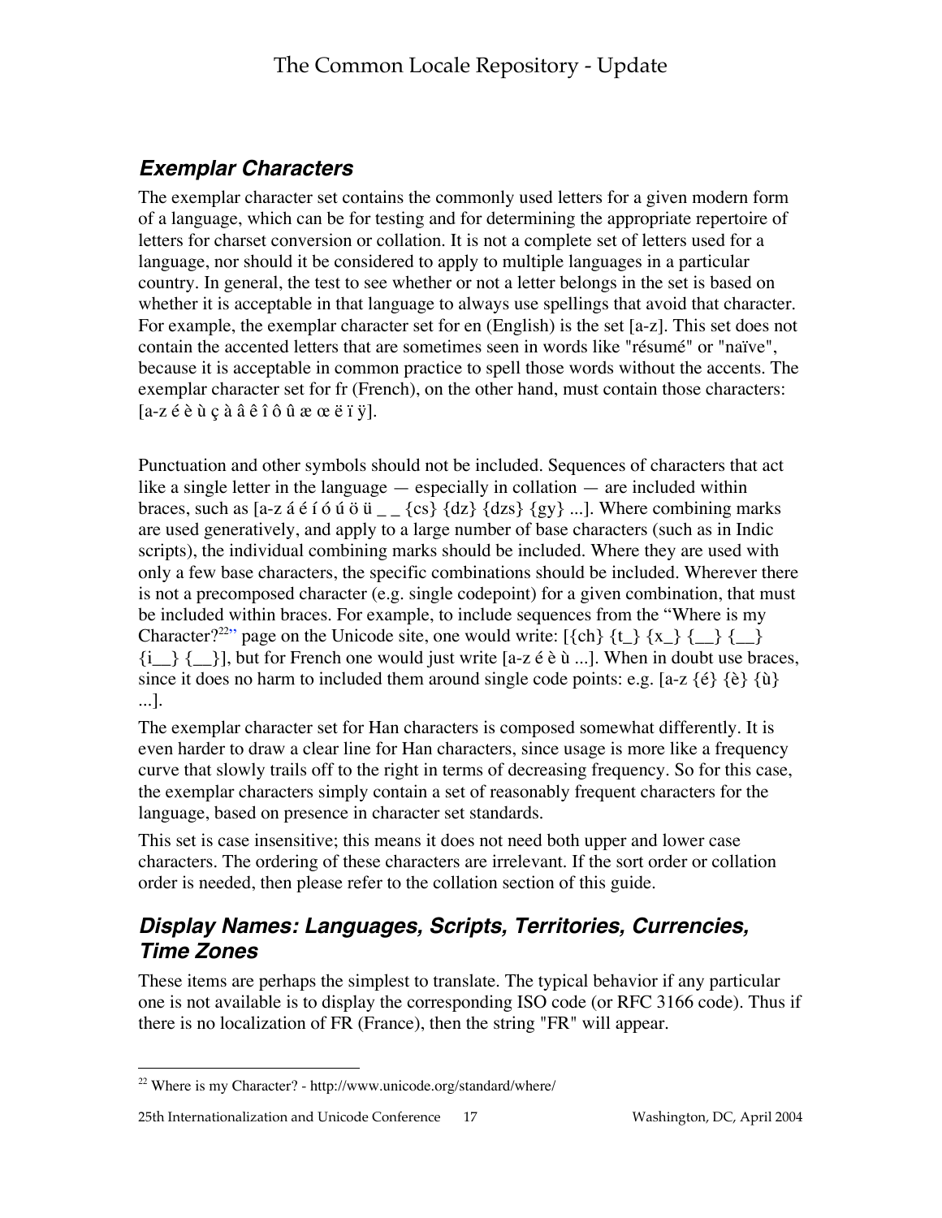## Exemplar Characters

The exemplar character set contains the commonly used letters for a given modern form of a language, which can be for testing and for determining the appropriate repertoire of letters for charset conversion or collation. It is not a complete set of letters used for a language, nor should it be considered to apply to multiple languages in a particular country. In general, the test to see whether or not a letter belongs in the set is based on whether it is acceptable in that language to always use spellings that avoid that character. For example, the exemplar character set for en (English) is the set [a-z]. This set does not contain the accented letters that are sometimes seen in words like "résumé" or "naïve", because it is acceptable in common practice to spell those words without the accents. The exemplar character set for fr (French), on the other hand, must contain those characters: [a-z é è ù ç à â ê î ô û æ œ ë ï ÿ].

Punctuation and other symbols should not be included. Sequences of characters that act like a single letter in the language — especially in collation — are included within braces, such as [a-z á é í ó ú ö ü _ _ {cs} {dz} {dzs} {gy} ...]. Where combining marks are used generatively, and apply to a large number of base characters (such as in Indic scripts), the individual combining marks should be included. Where they are used with only a few base characters, the specific combinations should be included. Wherever there is not a precomposed character (e.g. single codepoint) for a given combination, that must be included within braces. For example, to include sequences from the "Where is my Character?[22]" page on the Unicode site, one would write: [{ch} {t_} {x_} {__} {__} {i__} {__}], but for French one would just write [a-z é è ù ...]. When in doubt use braces, since it does no harm to included them around single code points: e.g. [a-z {é} {è} {ù} ...].

The exemplar character set for Han characters is composed somewhat differently. It is even harder to draw a clear line for Han characters, since usage is more like a frequency curve that slowly trails off to the right in terms of decreasing frequency. So for this case, the exemplar characters simply contain a set of reasonably frequent characters for the language, based on presence in character set standards.

This set is case insensitive; this means it does not need both upper and lower case characters. The ordering of these characters are irrelevant. If the sort order or collation order is needed, then please refer to the collation section of this guide.

## Display Names: Languages, Scripts, Territories, Currencies, Time Zones

These items are perhaps the simplest to translate. The typical behavior if any particular one is not available is to display the corresponding ISO code (or RFC 3166 code). Thus if there is no localization of FR (France), then the string "FR" will appear.

---

[22] Where is my Character? - http://www.unicode.org/standard/where/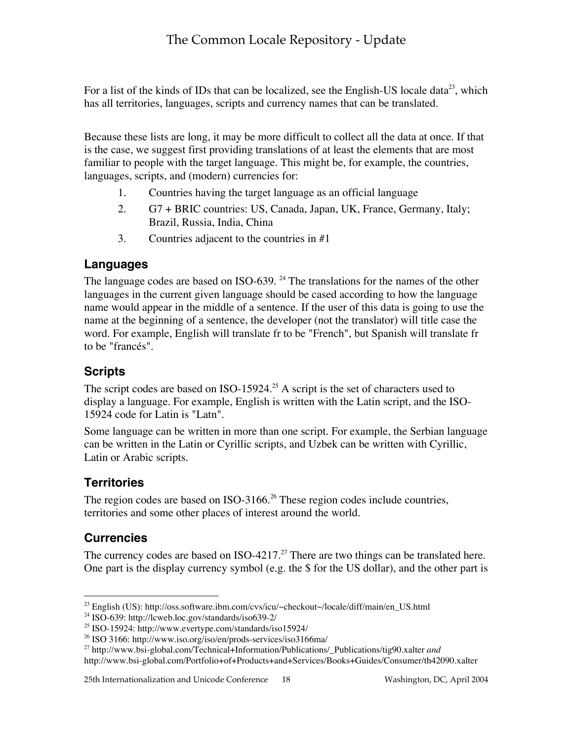For a list of the kinds of IDs that can be localized, see the English-US locale data[23], which has all territories, languages, scripts and currency names that can be translated.

Because these lists are long, it may be more difficult to collect all the data at once. If that is the case, we suggest first providing translations of at least the elements that are most familiar to people with the target language. This might be, for example, the countries, languages, scripts, and (modern) currencies for:

1. Countries having the target language as an official language
2. G7 + BRIC countries: US, Canada, Japan, UK, France, Germany, Italy; Brazil, Russia, India, China
3. Countries adjacent to the countries in #1

## Languages

The language codes are based on ISO-639. [24] The translations for the names of the other languages in the current given language should be cased according to how the language name would appear in the middle of a sentence. If the user of this data is going to use the name at the beginning of a sentence, the developer (not the translator) will title case the word. For example, English will translate fr to be "French", but Spanish will translate fr to be "francés".

## Scripts

The script codes are based on ISO-15924.[25] A script is the set of characters used to display a language. For example, English is written with the Latin script, and the ISO-15924 code for Latin is "Latn".

Some language can be written in more than one script. For example, the Serbian language can be written in the Latin or Cyrillic scripts, and Uzbek can be written with Cyrillic, Latin or Arabic scripts.

## Territories

The region codes are based on ISO-3166.[26] These region codes include countries, territories and some other places of interest around the world.

## Currencies

The currency codes are based on ISO-4217.[27] There are two things can be translated here. One part is the display currency symbol (e.g. the $ for the US dollar), and the other part is

---

[23] English (US): http://oss.software.ibm.com/cvs/icu/~checkout~/locale/diff/main/en_US.html

[24] ISO-639: http://lcweb.loc.gov/standards/iso639-2/

[25] ISO-15924: http://www.evertype.com/standards/iso15924/

[26] ISO 3166: http://www.iso.org/iso/en/prods-services/iso3166ma/

[27] http://www.bsi-global.com/Technical+Information/Publications/_Publications/tig90.xalter *and* http://www.bsi-global.com/Portfolio+of+Products+and+Services/Books+Guides/Consumer/th42090.xalter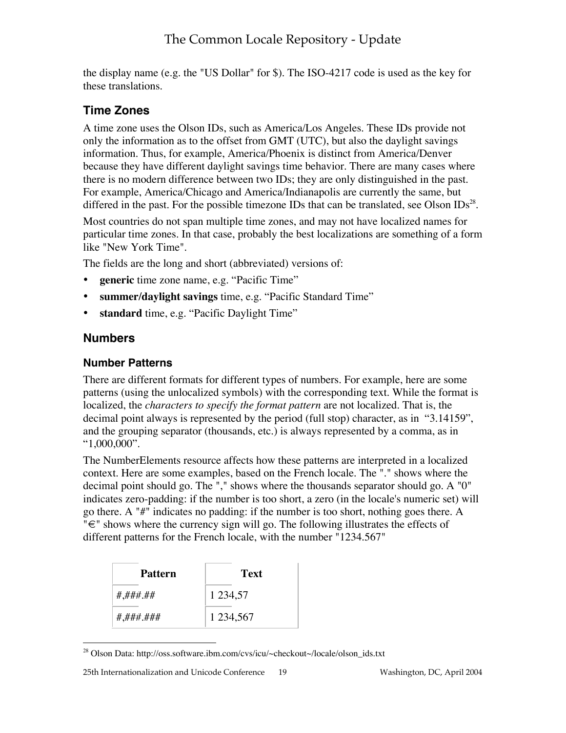the display name (e.g. the "US Dollar" for $). The ISO-4217 code is used as the key for these translations.

## Time Zones

A time zone uses the Olson IDs, such as America/Los Angeles. These IDs provide not only the information as to the offset from GMT (UTC), but also the daylight savings information. Thus, for example, America/Phoenix is distinct from America/Denver because they have different daylight savings time behavior. There are many cases where there is no modern difference between two IDs; they are only distinguished in the past. For example, America/Chicago and America/Indianapolis are currently the same, but differed in the past. For the possible timezone IDs that can be translated, see Olson IDs[28].

Most countries do not span multiple time zones, and may not have localized names for particular time zones. In that case, probably the best localizations are something of a form like "New York Time".

The fields are the long and short (abbreviated) versions of:

- **generic** time zone name, e.g. “Pacific Time”
- **summer/daylight savings** time, e.g. “Pacific Standard Time”
- **standard** time, e.g. “Pacific Daylight Time”

## Numbers

### Number Patterns

There are different formats for different types of numbers. For example, here are some patterns (using the unlocalized symbols) with the corresponding text. While the format is localized, the *characters to specify the format pattern* are not localized. That is, the decimal point always is represented by the period (full stop) character, as in “3.14159”, and the grouping separator (thousands, etc.) is always represented by a comma, as in “1,000,000”.

The NumberElements resource affects how these patterns are interpreted in a localized context. Here are some examples, based on the French locale. The "." shows where the decimal point should go. The "," shows where the thousands separator should go. A "0" indicates zero-padding: if the number is too short, a zero (in the locale's numeric set) will go there. A "#" indicates no padding: if the number is too short, nothing goes there. A "€" shows where the currency sign will go. The following illustrates the effects of different patterns for the French locale, with the number "1234.567"

| Pattern | Text |
| --- | --- |
| #,###.## | 1 234,57 |
| #,###.### | 1 234,567 |

[28] Olson Data: http://oss.software.ibm.com/cvs/icu/~checkout~/locale/olson_ids.txt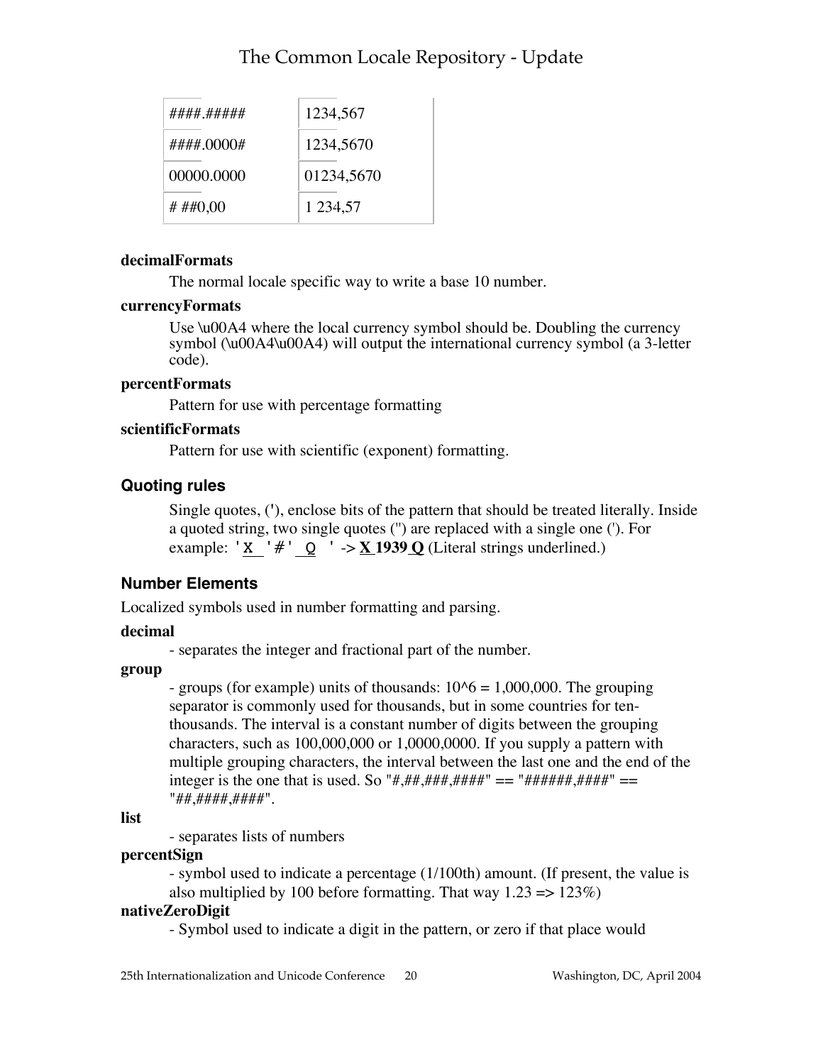| | |
|---|---|
| ####.##### | 1234,567 |
| ####.0000# | 1234,5670 |
| 00000.0000 | 01234,5670 |
| # ##0,00 | 1 234,57 |

**decimalFormats**

The normal locale specific way to write a base 10 number.

**currencyFormats**

Use \u00A4 where the local currency symbol should be. Doubling the currency symbol (\u00A4\u00A4) will output the international currency symbol (a 3-letter code).

**percentFormats**

Pattern for use with percentage formatting

**scientificFormats**

Pattern for use with scientific (exponent) formatting.

### Quoting rules

Single quotes, ('), enclose bits of the pattern that should be treated literally. Inside a quoted string, two single quotes ('') are replaced with a single one ('). For example: 'X '#' Q ' -> **X 1939 Q** (Literal strings underlined.)

### Number Elements

Localized symbols used in number formatting and parsing.

**decimal**

- separates the integer and fractional part of the number.

**group**

- groups (for example) units of thousands: 10^6 = 1,000,000. The grouping separator is commonly used for thousands, but in some countries for ten-thousands. The interval is a constant number of digits between the grouping characters, such as 100,000,000 or 1,0000,0000. If you supply a pattern with multiple grouping characters, the interval between the last one and the end of the integer is the one that is used. So "#,##,###,####" == "######,####" == "##,####,####".

**list**

- separates lists of numbers

**percentSign**

- symbol used to indicate a percentage (1/100th) amount. (If present, the value is also multiplied by 100 before formatting. That way 1.23 => 123%)

**nativeZeroDigit**

- Symbol used to indicate a digit in the pattern, or zero if that place would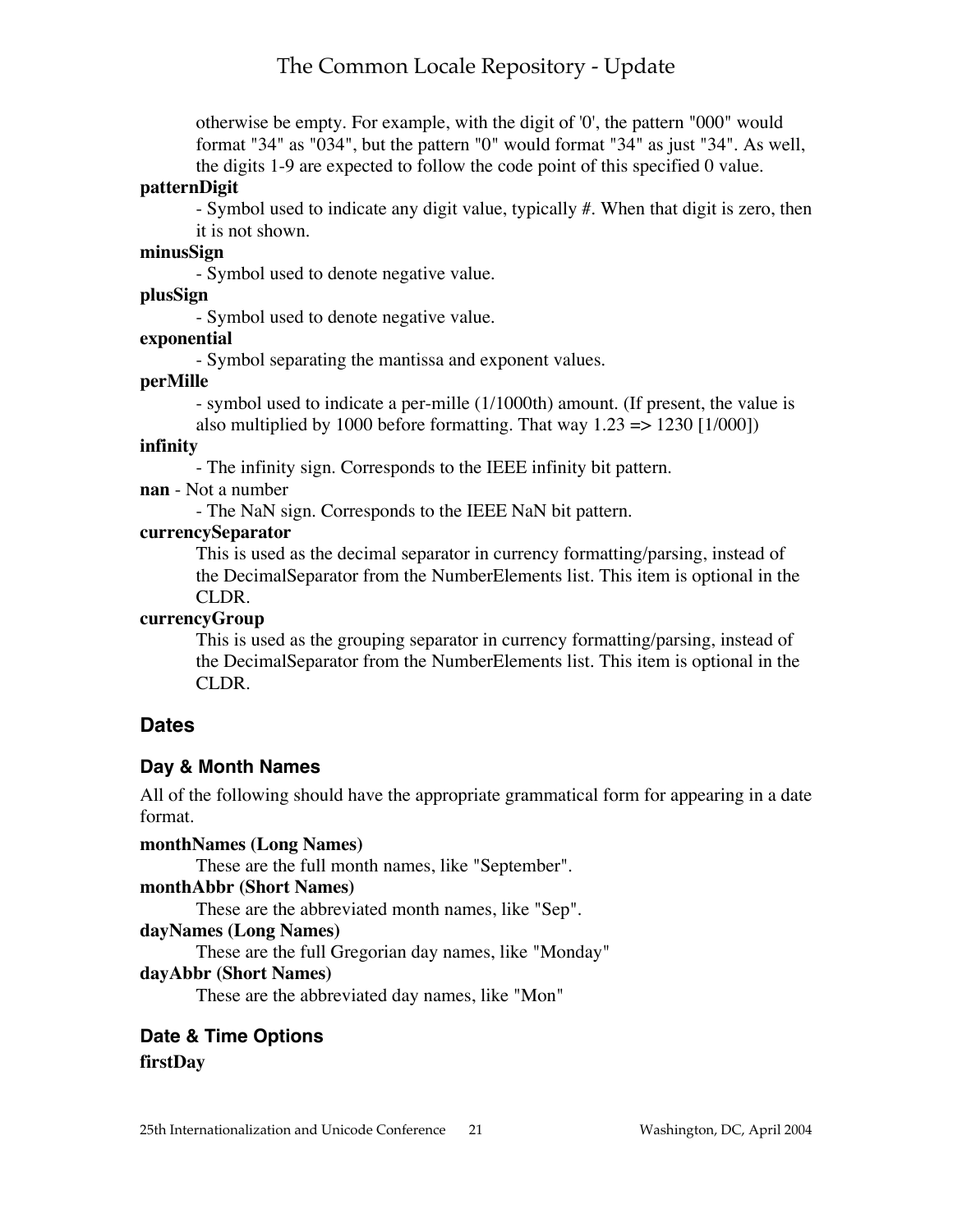otherwise be empty. For example, with the digit of '0', the pattern "000" would format "34" as "034", but the pattern "0" would format "34" as just "34". As well, the digits 1-9 are expected to follow the code point of this specified 0 value.

**patternDigit**

- Symbol used to indicate any digit value, typically #. When that digit is zero, then it is not shown.

**minusSign**

- Symbol used to denote negative value.

**plusSign**

- Symbol used to denote negative value.

**exponential**

- Symbol separating the mantissa and exponent values.

**perMille**

- symbol used to indicate a per-mille (1/1000th) amount. (If present, the value is also multiplied by 1000 before formatting. That way 1.23 => 1230 [1/000])

**infinity**

- The infinity sign. Corresponds to the IEEE infinity bit pattern.

**nan** - Not a number

- The NaN sign. Corresponds to the IEEE NaN bit pattern.

**currencySeparator**

This is used as the decimal separator in currency formatting/parsing, instead of the DecimalSeparator from the NumberElements list. This item is optional in the CLDR.

**currencyGroup**

This is used as the grouping separator in currency formatting/parsing, instead of the DecimalSeparator from the NumberElements list. This item is optional in the CLDR.

## Dates

### Day & Month Names

All of the following should have the appropriate grammatical form for appearing in a date format.

**monthNames (Long Names)**

These are the full month names, like "September".

**monthAbbr (Short Names)**

These are the abbreviated month names, like "Sep".

**dayNames (Long Names)**

These are the full Gregorian day names, like "Monday"

**dayAbbr (Short Names)**

These are the abbreviated day names, like "Mon"

### Date & Time Options

**firstDay**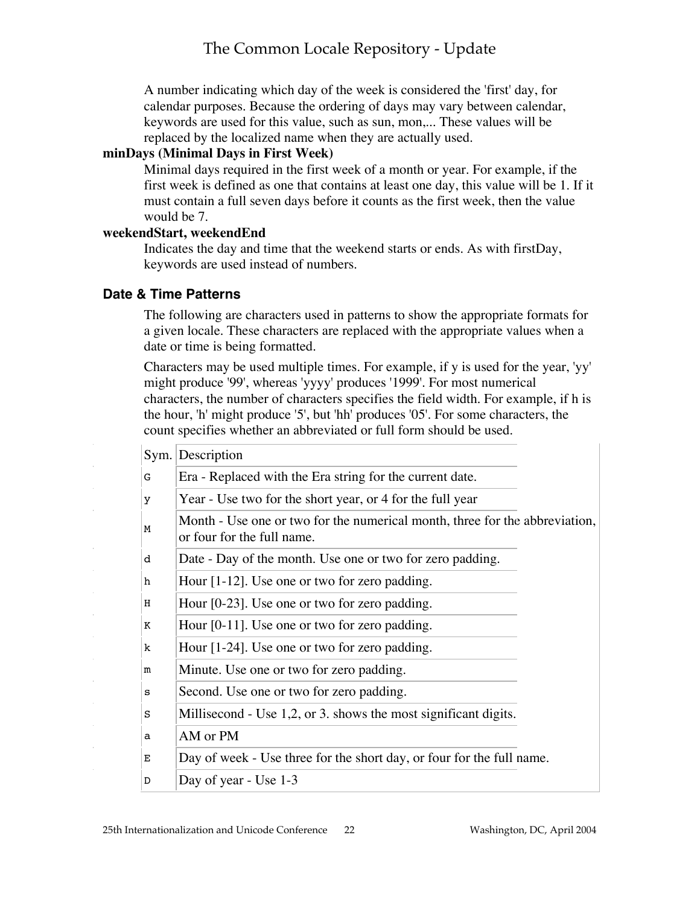A number indicating which day of the week is considered the 'first' day, for calendar purposes. Because the ordering of days may vary between calendar, keywords are used for this value, such as sun, mon,... These values will be replaced by the localized name when they are actually used.

**minDays (Minimal Days in First Week)**

Minimal days required in the first week of a month or year. For example, if the first week is defined as one that contains at least one day, this value will be 1. If it must contain a full seven days before it counts as the first week, then the value would be 7.

**weekendStart, weekendEnd**

Indicates the day and time that the weekend starts or ends. As with firstDay, keywords are used instead of numbers.

### Date & Time Patterns

The following are characters used in patterns to show the appropriate formats for a given locale. These characters are replaced with the appropriate values when a date or time is being formatted.

Characters may be used multiple times. For example, if y is used for the year, 'yy' might produce '99', whereas 'yyyy' produces '1999'. For most numerical characters, the number of characters specifies the field width. For example, if h is the hour, 'h' might produce '5', but 'hh' produces '05'. For some characters, the count specifies whether an abbreviated or full form should be used.

| Sym. | Description |
|---|---|
| `G` | Era - Replaced with the Era string for the current date. |
| `y` | Year - Use two for the short year, or 4 for the full year |
| `M` | Month - Use one or two for the numerical month, three for the abbreviation, or four for the full name. |
| `d` | Date - Day of the month. Use one or two for zero padding. |
| `h` | Hour [1-12]. Use one or two for zero padding. |
| `H` | Hour [0-23]. Use one or two for zero padding. |
| `K` | Hour [0-11]. Use one or two for zero padding. |
| `k` | Hour [1-24]. Use one or two for zero padding. |
| `m` | Minute. Use one or two for zero padding. |
| `s` | Second. Use one or two for zero padding. |
| `S` | Millisecond - Use 1,2, or 3. shows the most significant digits. |
| `a` | AM or PM |
| `E` | Day of week - Use three for the short day, or four for the full name. |
| `D` | Day of year - Use 1-3 |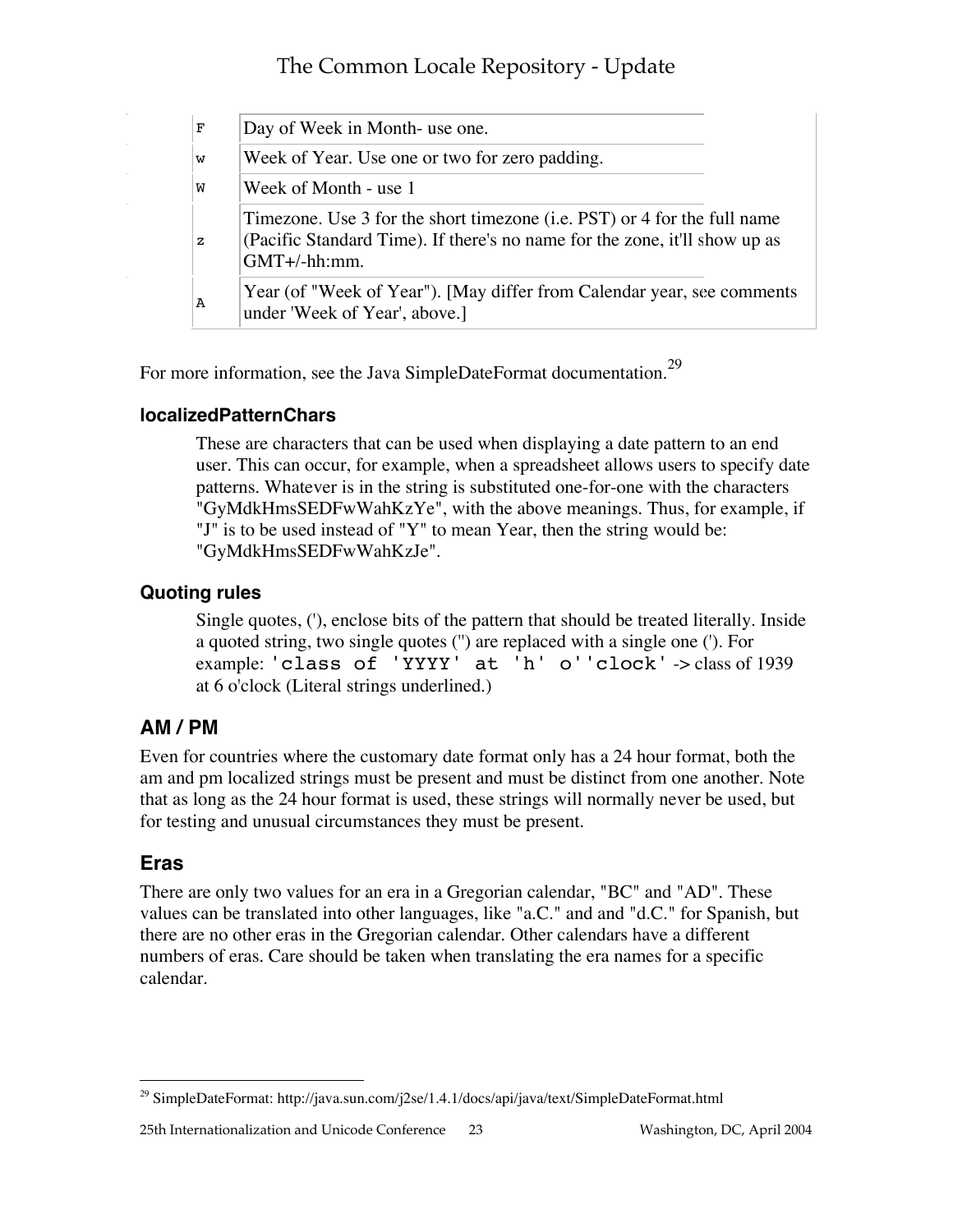| | |
|---|---|
| F | Day of Week in Month- use one. |
| w | Week of Year. Use one or two for zero padding. |
| W | Week of Month - use 1 |
| z | Timezone. Use 3 for the short timezone (i.e. PST) or 4 for the full name (Pacific Standard Time). If there's no name for the zone, it'll show up as GMT+/-hh:mm. |
| A | Year (of "Week of Year"). [May differ from Calendar year, see comments under 'Week of Year', above.] |

For more information, see the Java SimpleDateFormat documentation.[29]

### localizedPatternChars

These are characters that can be used when displaying a date pattern to an end user. This can occur, for example, when a spreadsheet allows users to specify date patterns. Whatever is in the string is substituted one-for-one with the characters "GyMdkHmsSEDFwWahKzYe", with the above meanings. Thus, for example, if "J" is to be used instead of "Y" to mean Year, then the string would be: "GyMdkHmsSEDFwWahKzJe".

### Quoting rules

Single quotes, ('), enclose bits of the pattern that should be treated literally. Inside a quoted string, two single quotes ('') are replaced with a single one ('). For example: `'class of 'YYYY' at 'h' o''clock'` -> class of 1939 at 6 o'clock (Literal strings underlined.)

## AM / PM

Even for countries where the customary date format only has a 24 hour format, both the am and pm localized strings must be present and must be distinct from one another. Note that as long as the 24 hour format is used, these strings will normally never be used, but for testing and unusual circumstances they must be present.

## Eras

There are only two values for an era in a Gregorian calendar, "BC" and "AD". These values can be translated into other languages, like "a.C." and and "d.C." for Spanish, but there are no other eras in the Gregorian calendar. Other calendars have a different numbers of eras. Care should be taken when translating the era names for a specific calendar.

---

[29] SimpleDateFormat: http://java.sun.com/j2se/1.4.1/docs/api/java/text/SimpleDateFormat.html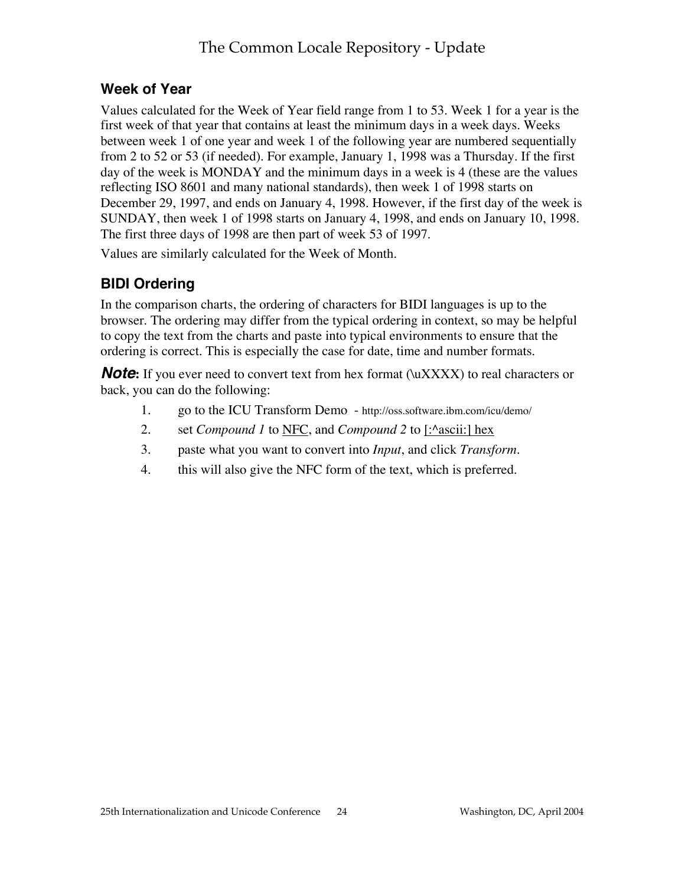### Week of Year

Values calculated for the Week of Year field range from 1 to 53. Week 1 for a year is the first week of that year that contains at least the minimum days in a week days. Weeks between week 1 of one year and week 1 of the following year are numbered sequentially from 2 to 52 or 53 (if needed). For example, January 1, 1998 was a Thursday. If the first day of the week is MONDAY and the minimum days in a week is 4 (these are the values reflecting ISO 8601 and many national standards), then week 1 of 1998 starts on December 29, 1997, and ends on January 4, 1998. However, if the first day of the week is SUNDAY, then week 1 of 1998 starts on January 4, 1998, and ends on January 10, 1998. The first three days of 1998 are then part of week 53 of 1997.

Values are similarly calculated for the Week of Month.

### BIDI Ordering

In the comparison charts, the ordering of characters for BIDI languages is up to the browser. The ordering may differ from the typical ordering in context, so may be helpful to copy the text from the charts and paste into typical environments to ensure that the ordering is correct. This is especially the case for date, time and number formats.

***Note*:** If you ever need to convert text from hex format (\uXXXX) to real characters or back, you can do the following:

1. go to the ICU Transform Demo - http://oss.software.ibm.com/icu/demo/
2. set *Compound 1* to NFC, and *Compound 2* to [:^ascii:] hex
3. paste what you want to convert into *Input*, and click *Transform*.
4. this will also give the NFC form of the text, which is preferred.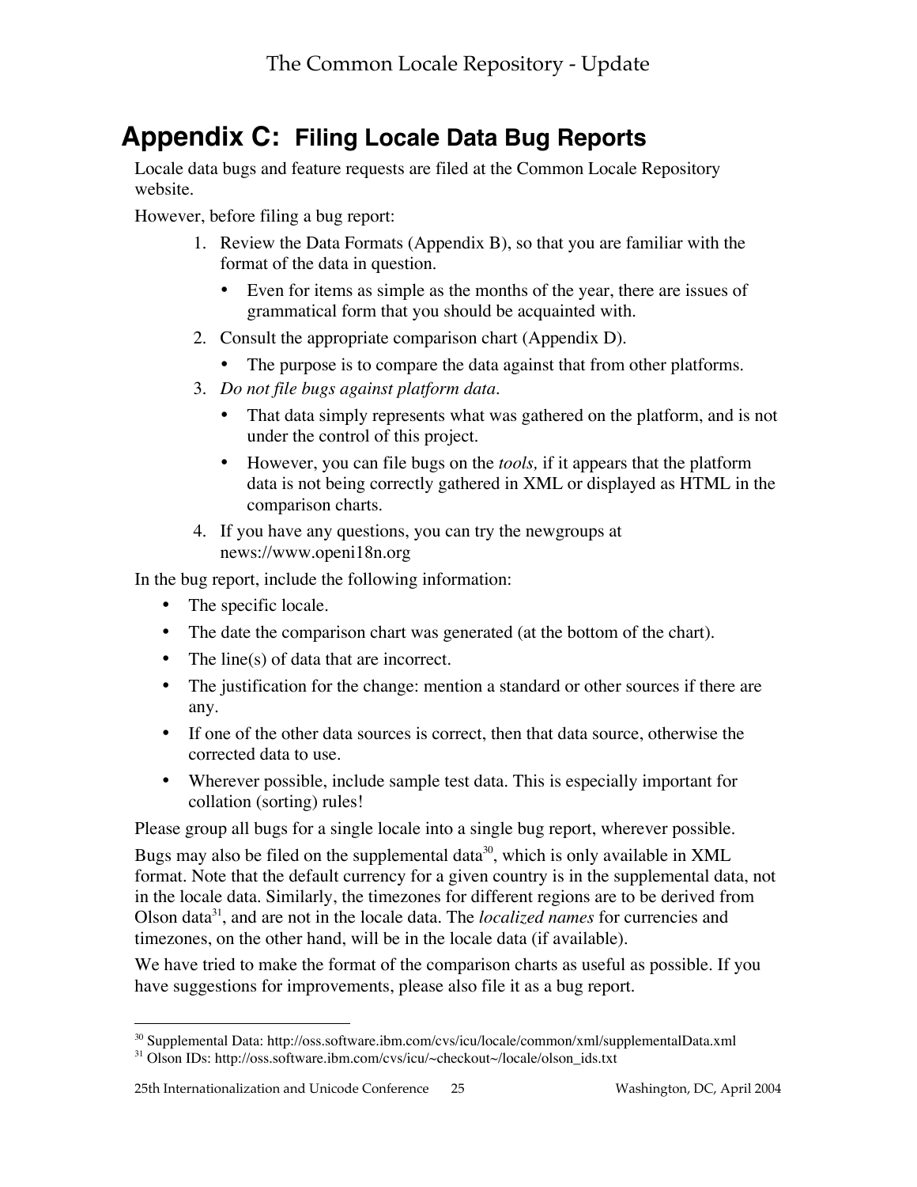# Appendix C: Filing Locale Data Bug Reports

Locale data bugs and feature requests are filed at the Common Locale Repository website.

However, before filing a bug report:

1. Review the Data Formats (Appendix B), so that you are familiar with the format of the data in question.
   - Even for items as simple as the months of the year, there are issues of grammatical form that you should be acquainted with.
2. Consult the appropriate comparison chart (Appendix D).
   - The purpose is to compare the data against that from other platforms.
3. *Do not file bugs against platform data.*
   - That data simply represents what was gathered on the platform, and is not under the control of this project.
   - However, you can file bugs on the *tools,* if it appears that the platform data is not being correctly gathered in XML or displayed as HTML in the comparison charts.
4. If you have any questions, you can try the newgroups at news://www.openi18n.org

In the bug report, include the following information:

- The specific locale.
- The date the comparison chart was generated (at the bottom of the chart).
- The line(s) of data that are incorrect.
- The justification for the change: mention a standard or other sources if there are any.
- If one of the other data sources is correct, then that data source, otherwise the corrected data to use.
- Wherever possible, include sample test data. This is especially important for collation (sorting) rules!

Please group all bugs for a single locale into a single bug report, wherever possible.

Bugs may also be filed on the supplemental data[30], which is only available in XML format. Note that the default currency for a given country is in the supplemental data, not in the locale data. Similarly, the timezones for different regions are to be derived from Olson data[31], and are not in the locale data. The *localized names* for currencies and timezones, on the other hand, will be in the locale data (if available).

We have tried to make the format of the comparison charts as useful as possible. If you have suggestions for improvements, please also file it as a bug report.

---

[30] Supplemental Data: http://oss.software.ibm.com/cvs/icu/locale/common/xml/supplementalData.xml

[31] Olson IDs: http://oss.software.ibm.com/cvs/icu/~checkout~/locale/olson_ids.txt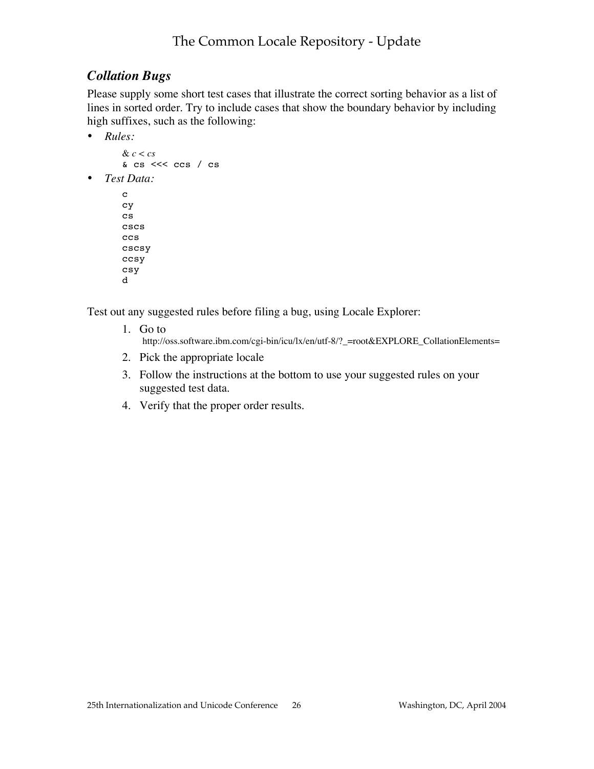### *Collation Bugs*

Please supply some short test cases that illustrate the correct sorting behavior as a list of lines in sorted order. Try to include cases that show the boundary behavior by including high suffixes, such as the following:

- *Rules:*

  ```
  & c < cs
  & cs <<< ccs / cs
  ```

- *Test Data:*

  ```
  c
  cy
  cs
  cscs
  ccs
  cscsy
  ccsy
  csy
  d
  ```

Test out any suggested rules before filing a bug, using Locale Explorer:

1. Go to
   http://oss.software.ibm.com/cgi-bin/icu/lx/en/utf-8/?_=root&EXPLORE_CollationElements=
2. Pick the appropriate locale
3. Follow the instructions at the bottom to use your suggested rules on your suggested test data.
4. Verify that the proper order results.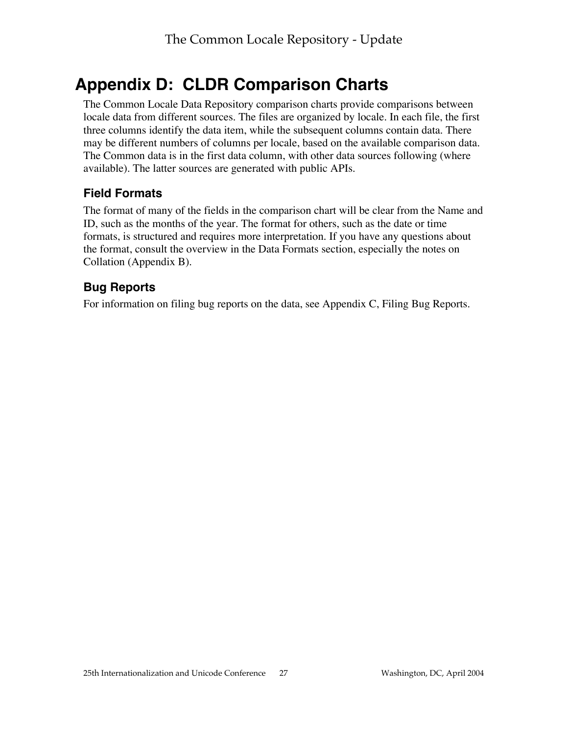# Appendix D: CLDR Comparison Charts

The Common Locale Data Repository comparison charts provide comparisons between locale data from different sources. The files are organized by locale. In each file, the first three columns identify the data item, while the subsequent columns contain data. There may be different numbers of columns per locale, based on the available comparison data. The Common data is in the first data column, with other data sources following (where available). The latter sources are generated with public APIs.

## Field Formats

The format of many of the fields in the comparison chart will be clear from the Name and ID, such as the months of the year. The format for others, such as the date or time formats, is structured and requires more interpretation. If you have any questions about the format, consult the overview in the Data Formats section, especially the notes on Collation (Appendix B).

## Bug Reports

For information on filing bug reports on the data, see Appendix C, Filing Bug Reports.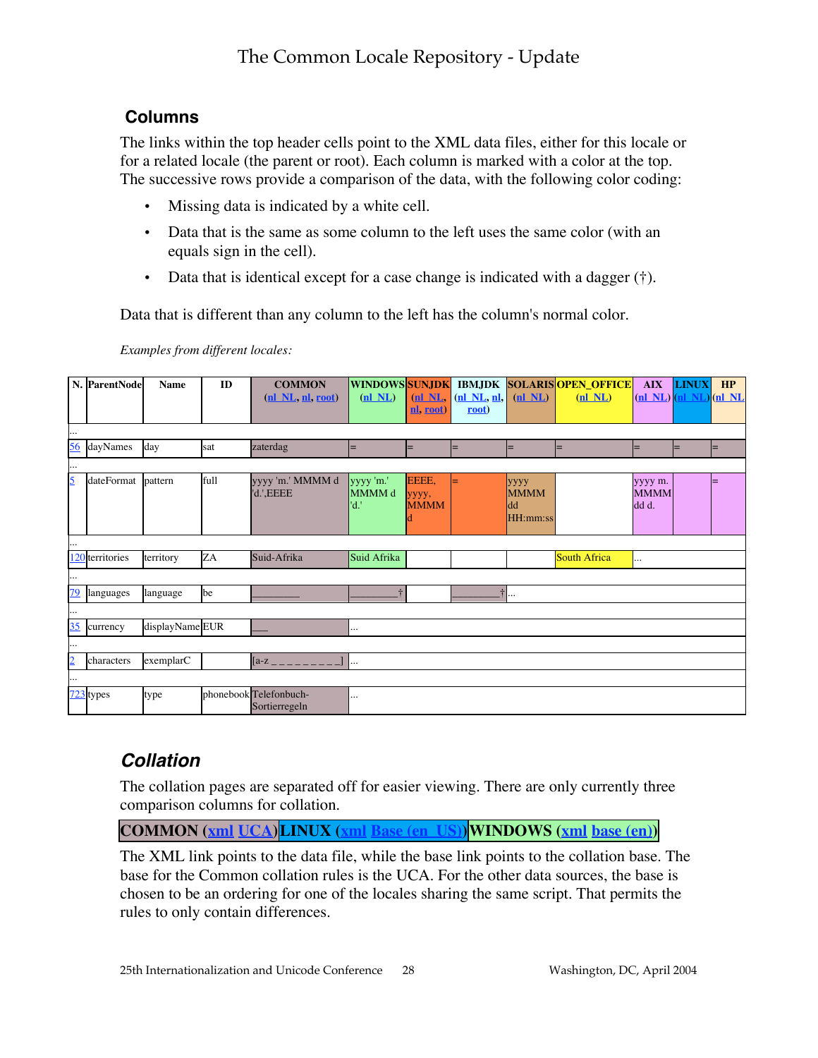## Columns

The links within the top header cells point to the XML data files, either for this locale or for a related locale (the parent or root). Each column is marked with a color at the top. The successive rows provide a comparison of the data, with the following color coding:

- Missing data is indicated by a white cell.
- Data that is the same as some column to the left uses the same color (with an equals sign in the cell).
- Data that is identical except for a case change is indicated with a dagger (†).

Data that is different than any column to the left has the column's normal color.

*Examples from different locales:*

| N. | ParentNode | Name | ID | COMMON (nl_NL, nl, root) | WINDOWS (nl_NL) | SUNJDK (nl_NL, nl, root) | IBMJDK (nl_NL, nl, root) | SOLARIS (nl_NL) | OPEN_OFFICE (nl_NL) | AIX (nl_NL) | LINUX (nl_NL) | HP (nl_NL |
|---|---|---|---|---|---|---|---|---|---|---|---|---|
| ... | | | | | | | | | | | | |
| 56 | dayNames | day | sat | zaterdag | = | = | = | = | = | = | = | = |
| ... | | | | | | | | | | | | |
| 5 | dateFormat | pattern | full | yyyy 'm.' MMMM d 'd.',EEEE | yyyy 'm.' MMMM d 'd.' | EEEE, yyyy, MMMM d | = | yyyy MMMM dd HH:mm:ss | | yyyy m. MMMM dd d. | | = |
| ... | | | | | | | | | | | | |
| 120 | territories | territory | ZA | Suid-Afrika | Suid Afrika | | | | South Africa | ... | | |
| ... | | | | | | | | | | | | |
| 79 | languages | language | be | ________ | ________† | | ________† | ... | | | | |
| ... | | | | | | | | | | | | |
| 35 | currency | displayName | EUR | ___ | ... | | | | | | | |
| ... | | | | | | | | | | | | |
| 2 | characters | exemplarC | | [a-z _ _ _ _ _ _ _ _ _] | ... | | | | | | | |
| ... | | | | | | | | | | | | |
| 723 | types | type | phonebook | Telefonbuch-Sortierregeln | ... | | | | | | | |

## *Collation*

The collation pages are separated off for easier viewing. There are only currently three comparison columns for collation.

| COMMON (xml UCA) | LINUX (xml Base (en_US)) | WINDOWS (xml base (en)) |
|---|---|---|

The XML link points to the data file, while the base link points to the collation base. The base for the Common collation rules is the UCA. For the other data sources, the base is chosen to be an ordering for one of the locales sharing the same script. That permits the rules to only contain differences.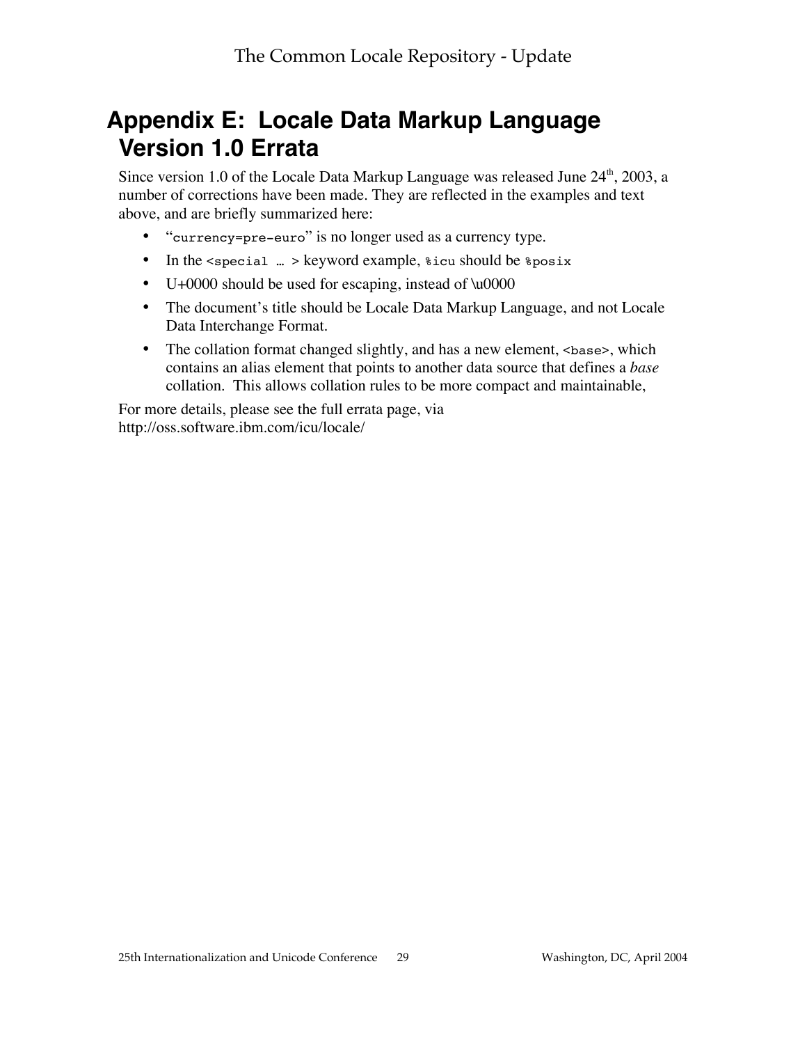# Appendix E: Locale Data Markup Language Version 1.0 Errata

Since version 1.0 of the Locale Data Markup Language was released June 24th, 2003, a number of corrections have been made. They are reflected in the examples and text above, and are briefly summarized here:

- "`currency=pre-euro`" is no longer used as a currency type.
- In the `<special … >` keyword example, `%icu` should be `%posix`
- U+0000 should be used for escaping, instead of \u0000
- The document's title should be Locale Data Markup Language, and not Locale Data Interchange Format.
- The collation format changed slightly, and has a new element, `<base>`, which contains an alias element that points to another data source that defines a *base* collation. This allows collation rules to be more compact and maintainable,

For more details, please see the full errata page, via http://oss.software.ibm.com/icu/locale/